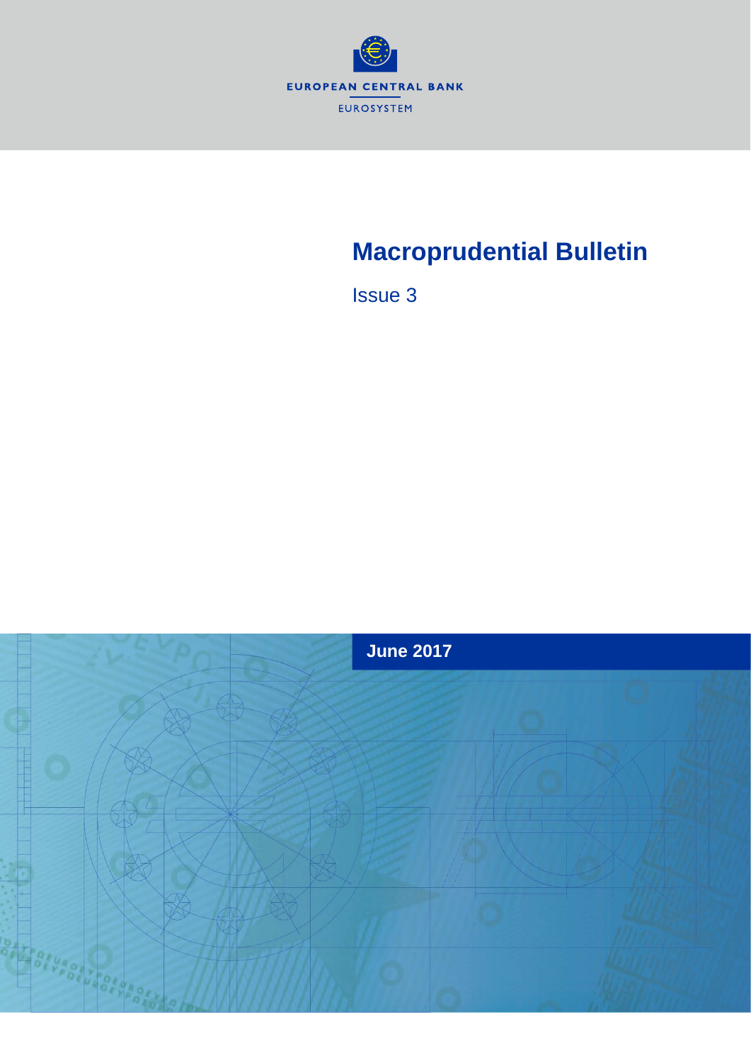EUROPEAN CENTRAL BANK

EUROSYSTEM

# Macroprudential Bulletin

Issue 3

**June 2017**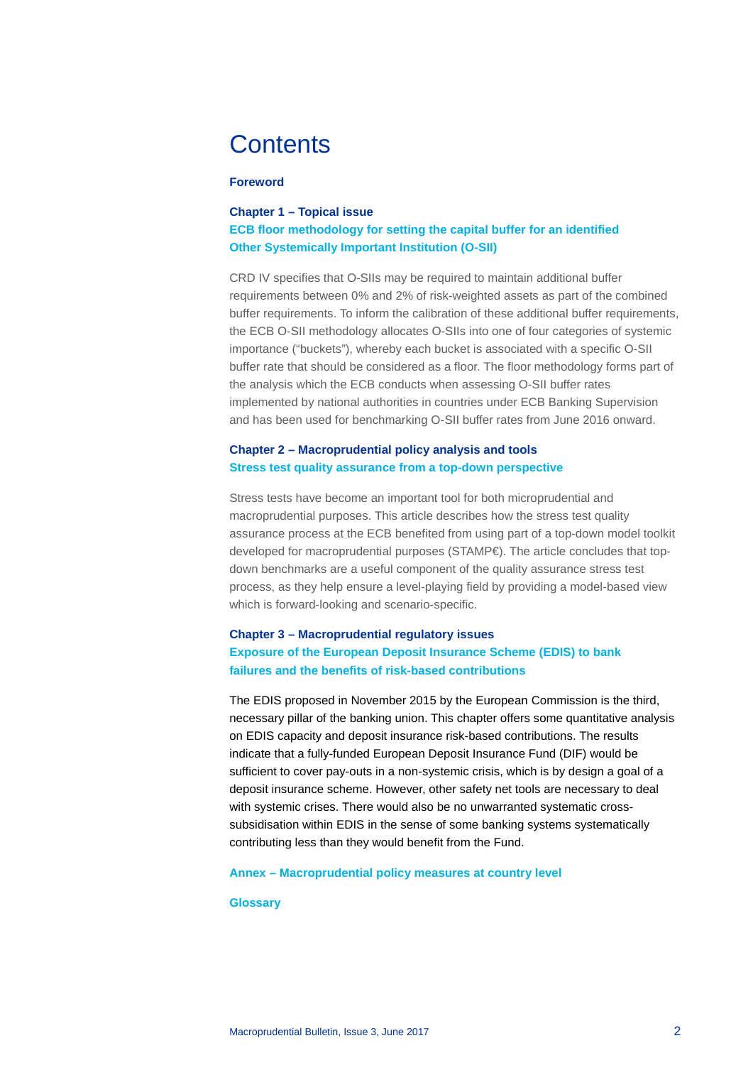# Contents

**Foreword**

**Chapter 1 – Topical issue**
**ECB floor methodology for setting the capital buffer for an identified Other Systemically Important Institution (O-SII)**

CRD IV specifies that O-SIIs may be required to maintain additional buffer requirements between 0% and 2% of risk-weighted assets as part of the combined buffer requirements. To inform the calibration of these additional buffer requirements, the ECB O-SII methodology allocates O-SIIs into one of four categories of systemic importance ("buckets"), whereby each bucket is associated with a specific O-SII buffer rate that should be considered as a floor. The floor methodology forms part of the analysis which the ECB conducts when assessing O-SII buffer rates implemented by national authorities in countries under ECB Banking Supervision and has been used for benchmarking O-SII buffer rates from June 2016 onward.

**Chapter 2 – Macroprudential policy analysis and tools**
**Stress test quality assurance from a top-down perspective**

Stress tests have become an important tool for both microprudential and macroprudential purposes. This article describes how the stress test quality assurance process at the ECB benefited from using part of a top-down model toolkit developed for macroprudential purposes (STAMP€). The article concludes that top-down benchmarks are a useful component of the quality assurance stress test process, as they help ensure a level-playing field by providing a model-based view which is forward-looking and scenario-specific.

**Chapter 3 – Macroprudential regulatory issues**
**Exposure of the European Deposit Insurance Scheme (EDIS) to bank failures and the benefits of risk-based contributions**

The EDIS proposed in November 2015 by the European Commission is the third, necessary pillar of the banking union. This chapter offers some quantitative analysis on EDIS capacity and deposit insurance risk-based contributions. The results indicate that a fully-funded European Deposit Insurance Fund (DIF) would be sufficient to cover pay-outs in a non-systemic crisis, which is by design a goal of a deposit insurance scheme. However, other safety net tools are necessary to deal with systemic crises. There would also be no unwarranted systematic cross-subsidisation within EDIS in the sense of some banking systems systematically contributing less than they would benefit from the Fund.

**Annex – Macroprudential policy measures at country level**

**Glossary**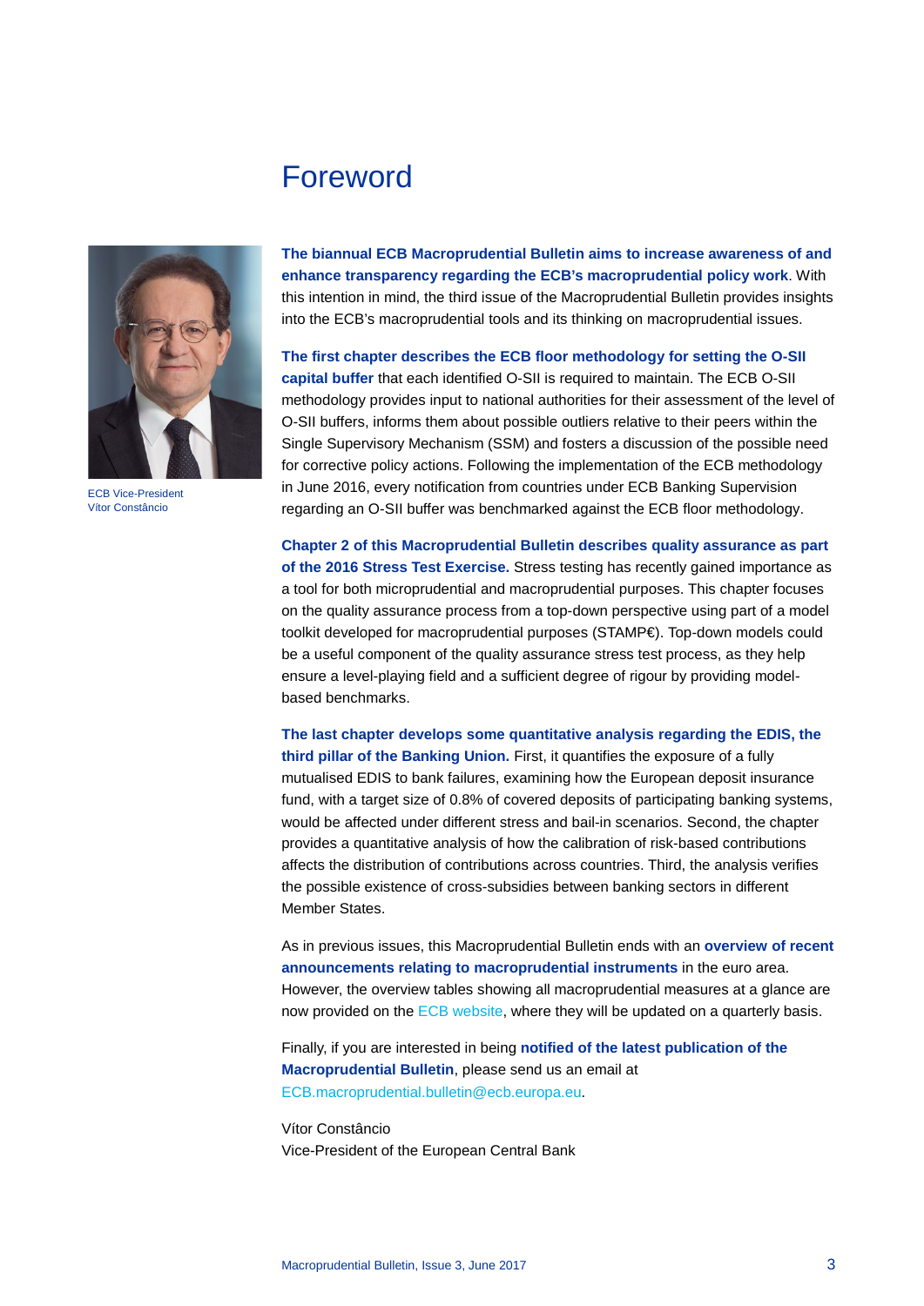# Foreword

ECB Vice-President
Vítor Constâncio

**The biannual ECB Macroprudential Bulletin aims to increase awareness of and enhance transparency regarding the ECB's macroprudential policy work**. With this intention in mind, the third issue of the Macroprudential Bulletin provides insights into the ECB's macroprudential tools and its thinking on macroprudential issues.

**The first chapter describes the ECB floor methodology for setting the O-SII capital buffer** that each identified O-SII is required to maintain. The ECB O-SII methodology provides input to national authorities for their assessment of the level of O-SII buffers, informs them about possible outliers relative to their peers within the Single Supervisory Mechanism (SSM) and fosters a discussion of the possible need for corrective policy actions. Following the implementation of the ECB methodology in June 2016, every notification from countries under ECB Banking Supervision regarding an O-SII buffer was benchmarked against the ECB floor methodology.

**Chapter 2 of this Macroprudential Bulletin describes quality assurance as part of the 2016 Stress Test Exercise.** Stress testing has recently gained importance as a tool for both microprudential and macroprudential purposes. This chapter focuses on the quality assurance process from a top-down perspective using part of a model toolkit developed for macroprudential purposes (STAMP€). Top-down models could be a useful component of the quality assurance stress test process, as they help ensure a level-playing field and a sufficient degree of rigour by providing model-based benchmarks.

**The last chapter develops some quantitative analysis regarding the EDIS, the third pillar of the Banking Union.** First, it quantifies the exposure of a fully mutualised EDIS to bank failures, examining how the European deposit insurance fund, with a target size of 0.8% of covered deposits of participating banking systems, would be affected under different stress and bail-in scenarios. Second, the chapter provides a quantitative analysis of how the calibration of risk-based contributions affects the distribution of contributions across countries. Third, the analysis verifies the possible existence of cross-subsidies between banking sectors in different Member States.

As in previous issues, this Macroprudential Bulletin ends with an **overview of recent announcements relating to macroprudential instruments** in the euro area. However, the overview tables showing all macroprudential measures at a glance are now provided on the ECB website, where they will be updated on a quarterly basis.

Finally, if you are interested in being **notified of the latest publication of the Macroprudential Bulletin**, please send us an email at ECB.macroprudential.bulletin@ecb.europa.eu.

Vítor Constâncio
Vice-President of the European Central Bank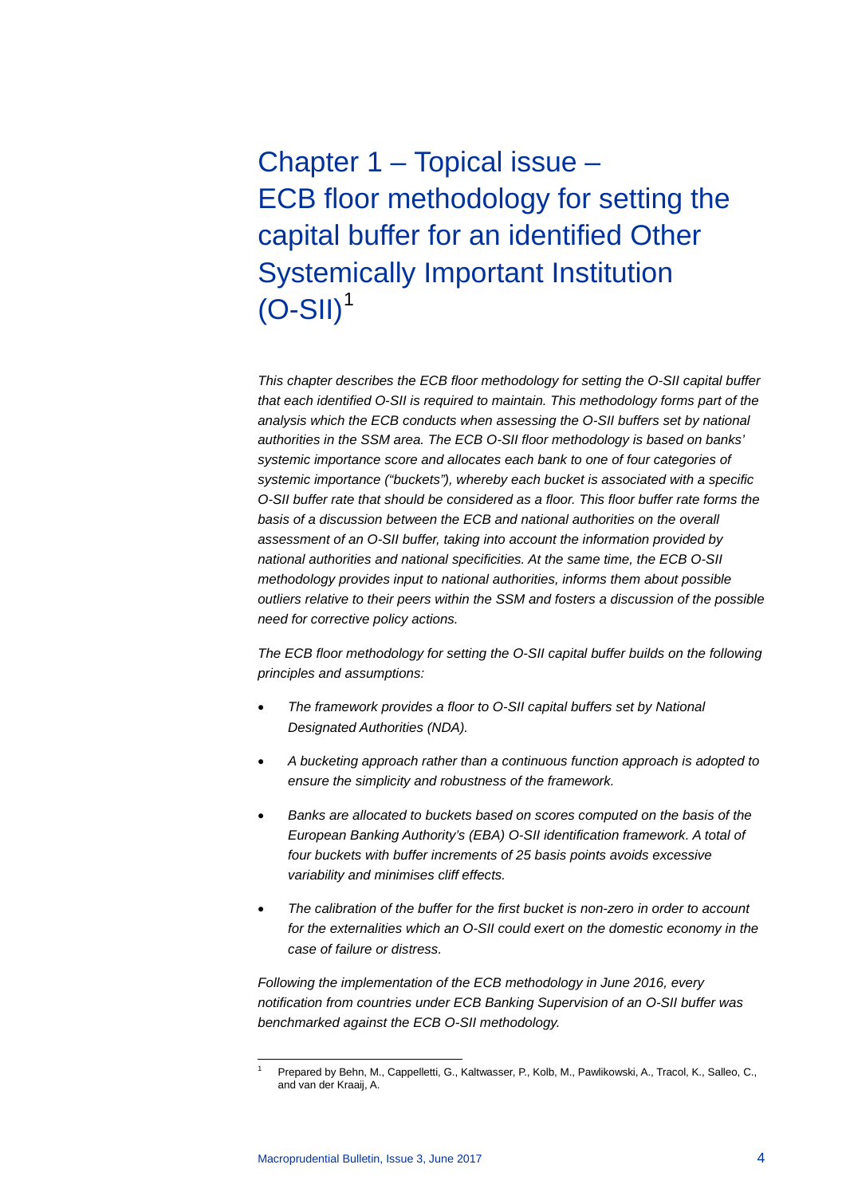# Chapter 1 – Topical issue – ECB floor methodology for setting the capital buffer for an identified Other Systemically Important Institution (O-SII)[1]

*This chapter describes the ECB floor methodology for setting the O-SII capital buffer that each identified O-SII is required to maintain. This methodology forms part of the analysis which the ECB conducts when assessing the O-SII buffers set by national authorities in the SSM area. The ECB O-SII floor methodology is based on banks' systemic importance score and allocates each bank to one of four categories of systemic importance ("buckets"), whereby each bucket is associated with a specific O-SII buffer rate that should be considered as a floor. This floor buffer rate forms the basis of a discussion between the ECB and national authorities on the overall assessment of an O-SII buffer, taking into account the information provided by national authorities and national specificities. At the same time, the ECB O-SII methodology provides input to national authorities, informs them about possible outliers relative to their peers within the SSM and fosters a discussion of the possible need for corrective policy actions.*

*The ECB floor methodology for setting the O-SII capital buffer builds on the following principles and assumptions:*

- *The framework provides a floor to O-SII capital buffers set by National Designated Authorities (NDA).*
- *A bucketing approach rather than a continuous function approach is adopted to ensure the simplicity and robustness of the framework.*
- *Banks are allocated to buckets based on scores computed on the basis of the European Banking Authority's (EBA) O-SII identification framework. A total of four buckets with buffer increments of 25 basis points avoids excessive variability and minimises cliff effects.*
- *The calibration of the buffer for the first bucket is non-zero in order to account for the externalities which an O-SII could exert on the domestic economy in the case of failure or distress.*

*Following the implementation of the ECB methodology in June 2016, every notification from countries under ECB Banking Supervision of an O-SII buffer was benchmarked against the ECB O-SII methodology.*

---

[1] Prepared by Behn, M., Cappelletti, G., Kaltwasser, P., Kolb, M., Pawlikowski, A., Tracol, K., Salleo, C., and van der Kraaij, A.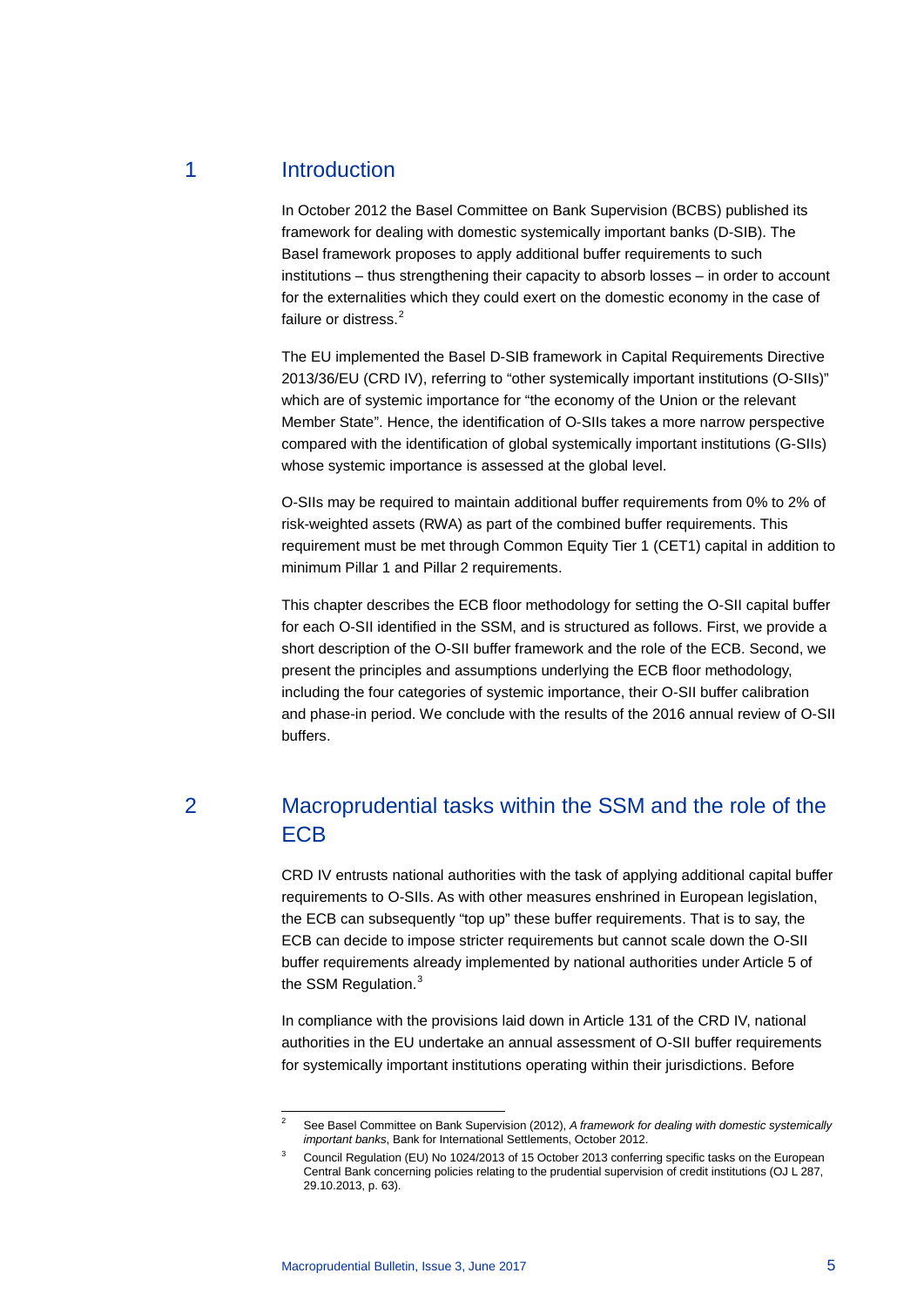# 1 Introduction

In October 2012 the Basel Committee on Bank Supervision (BCBS) published its framework for dealing with domestic systemically important banks (D-SIB). The Basel framework proposes to apply additional buffer requirements to such institutions – thus strengthening their capacity to absorb losses – in order to account for the externalities which they could exert on the domestic economy in the case of failure or distress.[2]

The EU implemented the Basel D-SIB framework in Capital Requirements Directive 2013/36/EU (CRD IV), referring to "other systemically important institutions (O-SIIs)" which are of systemic importance for "the economy of the Union or the relevant Member State". Hence, the identification of O-SIIs takes a more narrow perspective compared with the identification of global systemically important institutions (G-SIIs) whose systemic importance is assessed at the global level.

O-SIIs may be required to maintain additional buffer requirements from 0% to 2% of risk-weighted assets (RWA) as part of the combined buffer requirements. This requirement must be met through Common Equity Tier 1 (CET1) capital in addition to minimum Pillar 1 and Pillar 2 requirements.

This chapter describes the ECB floor methodology for setting the O-SII capital buffer for each O-SII identified in the SSM, and is structured as follows. First, we provide a short description of the O-SII buffer framework and the role of the ECB. Second, we present the principles and assumptions underlying the ECB floor methodology, including the four categories of systemic importance, their O-SII buffer calibration and phase-in period. We conclude with the results of the 2016 annual review of O-SII buffers.

# 2 Macroprudential tasks within the SSM and the role of the ECB

CRD IV entrusts national authorities with the task of applying additional capital buffer requirements to O-SIIs. As with other measures enshrined in European legislation, the ECB can subsequently "top up" these buffer requirements. That is to say, the ECB can decide to impose stricter requirements but cannot scale down the O-SII buffer requirements already implemented by national authorities under Article 5 of the SSM Regulation.[3]

In compliance with the provisions laid down in Article 131 of the CRD IV, national authorities in the EU undertake an annual assessment of O-SII buffer requirements for systemically important institutions operating within their jurisdictions. Before

---

[2] See Basel Committee on Bank Supervision (2012), *A framework for dealing with domestic systemically important banks*, Bank for International Settlements, October 2012.

[3] Council Regulation (EU) No 1024/2013 of 15 October 2013 conferring specific tasks on the European Central Bank concerning policies relating to the prudential supervision of credit institutions (OJ L 287, 29.10.2013, p. 63).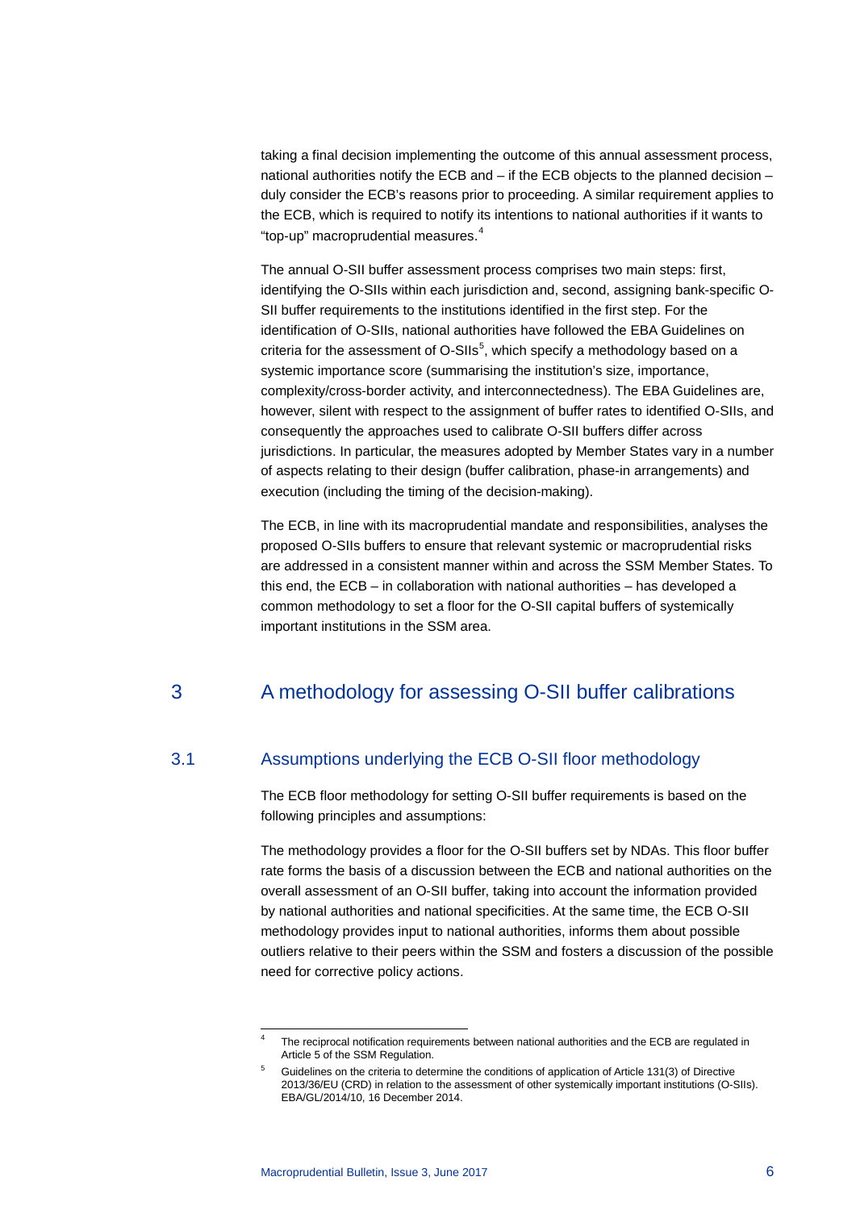taking a final decision implementing the outcome of this annual assessment process, national authorities notify the ECB and – if the ECB objects to the planned decision – duly consider the ECB's reasons prior to proceeding. A similar requirement applies to the ECB, which is required to notify its intentions to national authorities if it wants to "top-up" macroprudential measures.[4]

The annual O-SII buffer assessment process comprises two main steps: first, identifying the O-SIIs within each jurisdiction and, second, assigning bank-specific O-SII buffer requirements to the institutions identified in the first step. For the identification of O-SIIs, national authorities have followed the EBA Guidelines on criteria for the assessment of O-SIIs[5], which specify a methodology based on a systemic importance score (summarising the institution's size, importance, complexity/cross-border activity, and interconnectedness). The EBA Guidelines are, however, silent with respect to the assignment of buffer rates to identified O-SIIs, and consequently the approaches used to calibrate O-SII buffers differ across jurisdictions. In particular, the measures adopted by Member States vary in a number of aspects relating to their design (buffer calibration, phase-in arrangements) and execution (including the timing of the decision-making).

The ECB, in line with its macroprudential mandate and responsibilities, analyses the proposed O-SIIs buffers to ensure that relevant systemic or macroprudential risks are addressed in a consistent manner within and across the SSM Member States. To this end, the ECB – in collaboration with national authorities – has developed a common methodology to set a floor for the O-SII capital buffers of systemically important institutions in the SSM area.

# 3 A methodology for assessing O-SII buffer calibrations

## 3.1 Assumptions underlying the ECB O-SII floor methodology

The ECB floor methodology for setting O-SII buffer requirements is based on the following principles and assumptions:

The methodology provides a floor for the O-SII buffers set by NDAs. This floor buffer rate forms the basis of a discussion between the ECB and national authorities on the overall assessment of an O-SII buffer, taking into account the information provided by national authorities and national specificities. At the same time, the ECB O-SII methodology provides input to national authorities, informs them about possible outliers relative to their peers within the SSM and fosters a discussion of the possible need for corrective policy actions.

---

[4] The reciprocal notification requirements between national authorities and the ECB are regulated in Article 5 of the SSM Regulation.

[5] Guidelines on the criteria to determine the conditions of application of Article 131(3) of Directive 2013/36/EU (CRD) in relation to the assessment of other systemically important institutions (O-SIIs). EBA/GL/2014/10, 16 December 2014.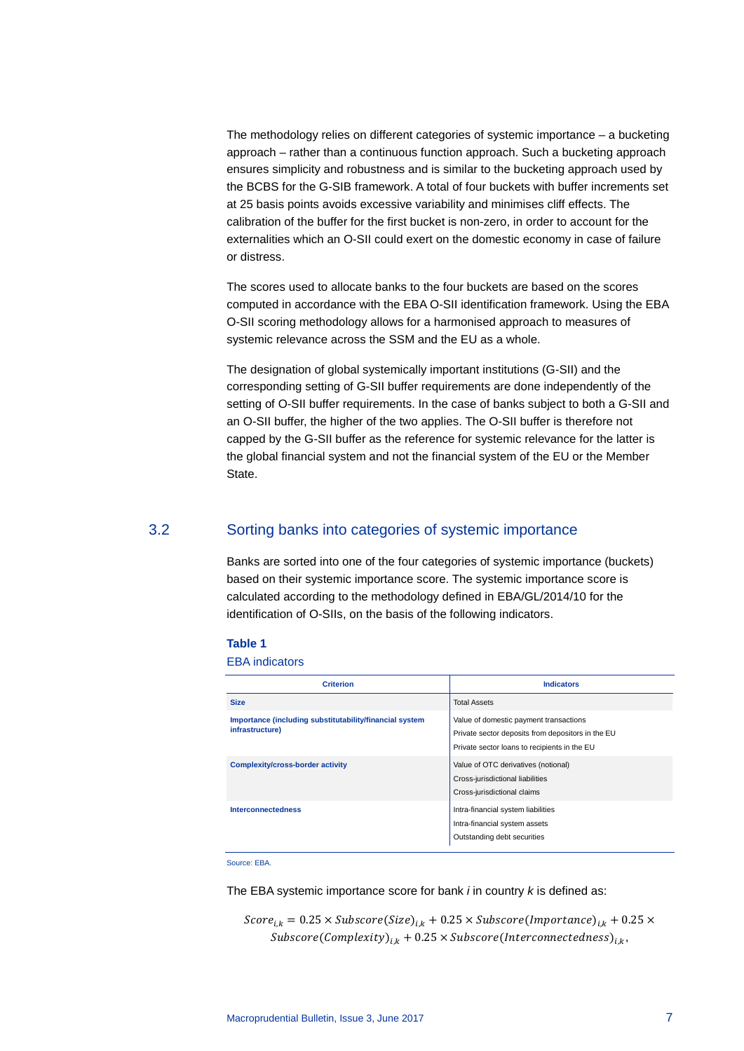The methodology relies on different categories of systemic importance – a bucketing approach – rather than a continuous function approach. Such a bucketing approach ensures simplicity and robustness and is similar to the bucketing approach used by the BCBS for the G-SIB framework. A total of four buckets with buffer increments set at 25 basis points avoids excessive variability and minimises cliff effects. The calibration of the buffer for the first bucket is non-zero, in order to account for the externalities which an O-SII could exert on the domestic economy in case of failure or distress.

The scores used to allocate banks to the four buckets are based on the scores computed in accordance with the EBA O-SII identification framework. Using the EBA O-SII scoring methodology allows for a harmonised approach to measures of systemic relevance across the SSM and the EU as a whole.

The designation of global systemically important institutions (G-SII) and the corresponding setting of G-SII buffer requirements are done independently of the setting of O-SII buffer requirements. In the case of banks subject to both a G-SII and an O-SII buffer, the higher of the two applies. The O-SII buffer is therefore not capped by the G-SII buffer as the reference for systemic relevance for the latter is the global financial system and not the financial system of the EU or the Member State.

## 3.2 Sorting banks into categories of systemic importance

Banks are sorted into one of the four categories of systemic importance (buckets) based on their systemic importance score. The systemic importance score is calculated according to the methodology defined in EBA/GL/2014/10 for the identification of O-SIIs, on the basis of the following indicators.

**Table 1**

EBA indicators

| Criterion | Indicators |
|---|---|
| **Size** | Total Assets |
| **Importance (including substitutability/financial system infrastructure)** | Value of domestic payment transactions<br>Private sector deposits from depositors in the EU<br>Private sector loans to recipients in the EU |
| **Complexity/cross-border activity** | Value of OTC derivatives (notional)<br>Cross-jurisdictional liabilities<br>Cross-jurisdictional claims |
| **Interconnectedness** | Intra-financial system liabilities<br>Intra-financial system assets<br>Outstanding debt securities |

Source: EBA.

The EBA systemic importance score for bank *i* in country *k* is defined as:

$$Score_{i,k} = 0.25 \times Subscore(Size)_{i,k} + 0.25 \times Subscore(Importance)_{i,k} + 0.25 \times Subscore(Complexity)_{i,k} + 0.25 \times Subscore(Interconnectedness)_{i,k},$$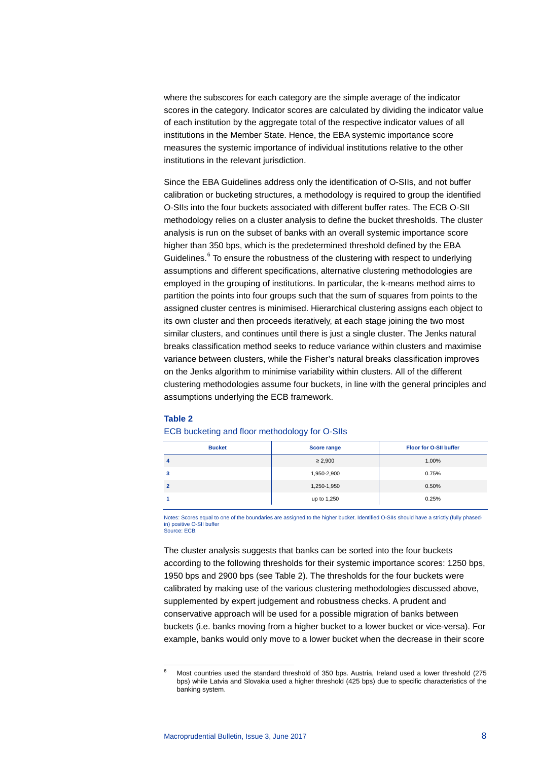where the subscores for each category are the simple average of the indicator scores in the category. Indicator scores are calculated by dividing the indicator value of each institution by the aggregate total of the respective indicator values of all institutions in the Member State. Hence, the EBA systemic importance score measures the systemic importance of individual institutions relative to the other institutions in the relevant jurisdiction.

Since the EBA Guidelines address only the identification of O-SIIs, and not buffer calibration or bucketing structures, a methodology is required to group the identified O-SIIs into the four buckets associated with different buffer rates. The ECB O-SII methodology relies on a cluster analysis to define the bucket thresholds. The cluster analysis is run on the subset of banks with an overall systemic importance score higher than 350 bps, which is the predetermined threshold defined by the EBA Guidelines.[6] To ensure the robustness of the clustering with respect to underlying assumptions and different specifications, alternative clustering methodologies are employed in the grouping of institutions. In particular, the k-means method aims to partition the points into four groups such that the sum of squares from points to the assigned cluster centres is minimised. Hierarchical clustering assigns each object to its own cluster and then proceeds iteratively, at each stage joining the two most similar clusters, and continues until there is just a single cluster. The Jenks natural breaks classification method seeks to reduce variance within clusters and maximise variance between clusters, while the Fisher's natural breaks classification improves on the Jenks algorithm to minimise variability within clusters. All of the different clustering methodologies assume four buckets, in line with the general principles and assumptions underlying the ECB framework.

**Table 2**

ECB bucketing and floor methodology for O-SIIs

| Bucket | Score range | Floor for O-SII buffer |
|---|---|---|
| 4 | ≥ 2,900 | 1.00% |
| 3 | 1,950-2,900 | 0.75% |
| 2 | 1,250-1,950 | 0.50% |
| 1 | up to 1,250 | 0.25% |

Notes: Scores equal to one of the boundaries are assigned to the higher bucket. Identified O-SIIs should have a strictly (fully phased-in) positive O-SII buffer
Source: ECB.

The cluster analysis suggests that banks can be sorted into the four buckets according to the following thresholds for their systemic importance scores: 1250 bps, 1950 bps and 2900 bps (see Table 2). The thresholds for the four buckets were calibrated by making use of the various clustering methodologies discussed above, supplemented by expert judgement and robustness checks. A prudent and conservative approach will be used for a possible migration of banks between buckets (i.e. banks moving from a higher bucket to a lower bucket or vice-versa). For example, banks would only move to a lower bucket when the decrease in their score

[6] Most countries used the standard threshold of 350 bps. Austria, Ireland used a lower threshold (275 bps) while Latvia and Slovakia used a higher threshold (425 bps) due to specific characteristics of the banking system.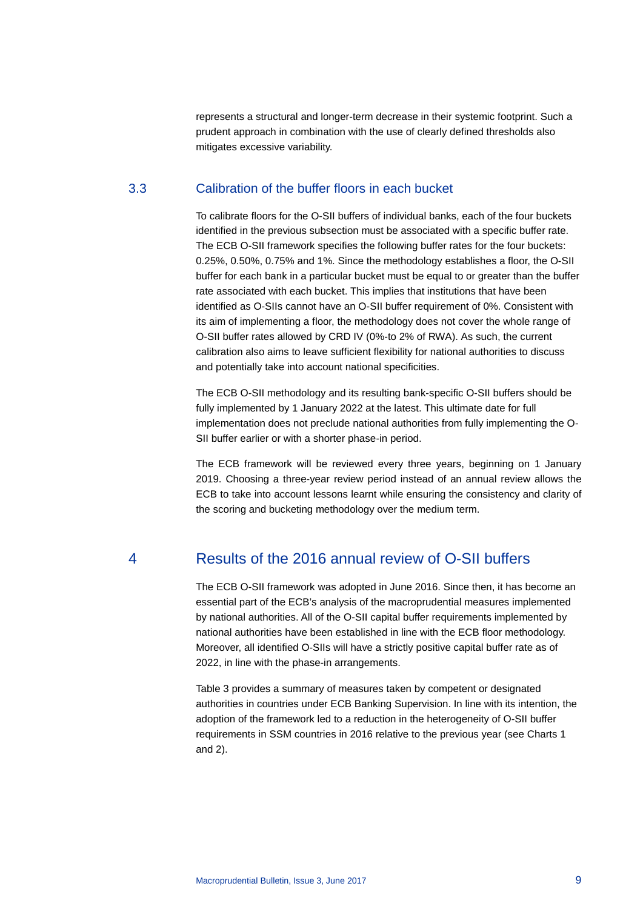represents a structural and longer-term decrease in their systemic footprint. Such a prudent approach in combination with the use of clearly defined thresholds also mitigates excessive variability.

### 3.3 Calibration of the buffer floors in each bucket

To calibrate floors for the O-SII buffers of individual banks, each of the four buckets identified in the previous subsection must be associated with a specific buffer rate. The ECB O-SII framework specifies the following buffer rates for the four buckets: 0.25%, 0.50%, 0.75% and 1%. Since the methodology establishes a floor, the O-SII buffer for each bank in a particular bucket must be equal to or greater than the buffer rate associated with each bucket. This implies that institutions that have been identified as O-SIIs cannot have an O-SII buffer requirement of 0%. Consistent with its aim of implementing a floor, the methodology does not cover the whole range of O-SII buffer rates allowed by CRD IV (0%-to 2% of RWA). As such, the current calibration also aims to leave sufficient flexibility for national authorities to discuss and potentially take into account national specificities.

The ECB O-SII methodology and its resulting bank-specific O-SII buffers should be fully implemented by 1 January 2022 at the latest. This ultimate date for full implementation does not preclude national authorities from fully implementing the O-SII buffer earlier or with a shorter phase-in period.

The ECB framework will be reviewed every three years, beginning on 1 January 2019. Choosing a three-year review period instead of an annual review allows the ECB to take into account lessons learnt while ensuring the consistency and clarity of the scoring and bucketing methodology over the medium term.

## 4 Results of the 2016 annual review of O-SII buffers

The ECB O-SII framework was adopted in June 2016. Since then, it has become an essential part of the ECB's analysis of the macroprudential measures implemented by national authorities. All of the O-SII capital buffer requirements implemented by national authorities have been established in line with the ECB floor methodology. Moreover, all identified O-SIIs will have a strictly positive capital buffer rate as of 2022, in line with the phase-in arrangements.

Table 3 provides a summary of measures taken by competent or designated authorities in countries under ECB Banking Supervision. In line with its intention, the adoption of the framework led to a reduction in the heterogeneity of O-SII buffer requirements in SSM countries in 2016 relative to the previous year (see Charts 1 and 2).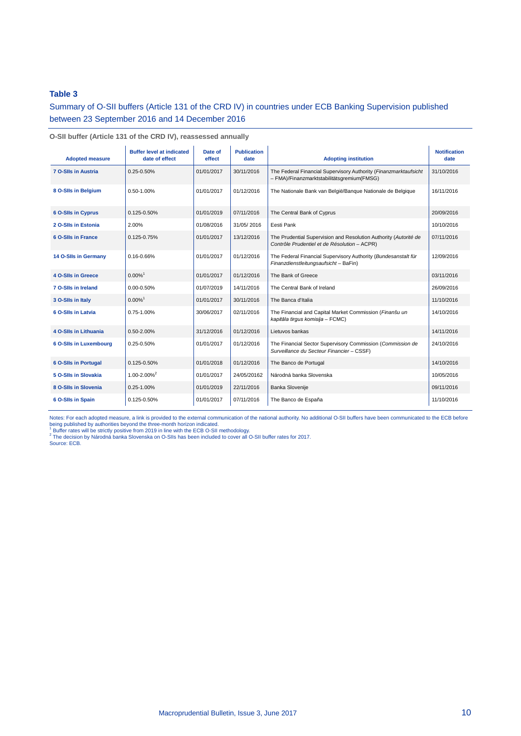### Table 3

Summary of O-SII buffers (Article 131 of the CRD IV) in countries under ECB Banking Supervision published between 23 September 2016 and 14 December 2016

**O-SII buffer (Article 131 of the CRD IV), reassessed annually**

| Adopted measure | Buffer level at indicated date of effect | Date of effect | Publication date | Adopting institution | Notification date |
|---|---|---|---|---|---|
| 7 O-SIIs in Austria | 0.25-0.50% | 01/01/2017 | 30/11/2016 | The Federal Financial Supervisory Authority (*Finanzmarktaufsicht* – FMA)/Finanzmarktstabilitätsgremium(FMSG) | 31/10/2016 |
| 8 O-SIIs in Belgium | 0.50-1.00% | 01/01/2017 | 01/12/2016 | The Nationale Bank van België/Banque Nationale de Belgique | 16/11/2016 |
| 6 O-SIIs in Cyprus | 0.125-0.50% | 01/01/2019 | 07/11/2016 | The Central Bank of Cyprus | 20/09/2016 |
| 2 O-SIIs in Estonia | 2.00% | 01/08/2016 | 31/05/ 2016 | Eesti Pank | 10/10/2016 |
| 6 O-SIIs in France | 0.125-0.75% | 01/01/2017 | 13/12/2016 | The Prudential Supervision and Resolution Authority (*Autorité de Contrôle Prudentiel et de Résolution* – ACPR) | 07/11/2016 |
| 14 O-SIIs in Germany | 0.16-0.66% | 01/01/2017 | 01/12/2016 | The Federal Financial Supervisory Authority (*Bundesanstalt für Finanzdienstleitungsaufsicht* – BaFin) | 12/09/2016 |
| 4 O-SIIs in Greece | 0.00%[1] | 01/01/2017 | 01/12/2016 | The Bank of Greece | 03/11/2016 |
| 7 O-SIIs in Ireland | 0.00-0.50% | 01/07/2019 | 14/11/2016 | The Central Bank of Ireland | 26/09/2016 |
| 3 O-SIIs in Italy | 0.00%[1] | 01/01/2017 | 30/11/2016 | The Banca d'Italia | 11/10/2016 |
| 6 O-SIIs in Latvia | 0.75-1.00% | 30/06/2017 | 02/11/2016 | The Financial and Capital Market Commission (*Finanšu un kapitāla tirgus komisija* – FCMC) | 14/10/2016 |
| 4 O-SIIs in Lithuania | 0.50-2.00% | 31/12/2016 | 01/12/2016 | Lietuvos bankas | 14/11/2016 |
| 6 O-SIIs in Luxembourg | 0.25-0.50% | 01/01/2017 | 01/12/2016 | The Financial Sector Supervisory Commission (*Commission de Surveillance du Secteur Financier* – CSSF) | 24/10/2016 |
| 6 O-SIIs in Portugal | 0.125-0.50% | 01/01/2018 | 01/12/2016 | The Banco de Portugal | 14/10/2016 |
| 5 O-SIIs in Slovakia | 1.00-2.00%[2] | 01/01/2017 | 24/05/20162 | Národná banka Slovenska | 10/05/2016 |
| 8 O-SIIs in Slovenia | 0.25-1.00% | 01/01/2019 | 22/11/2016 | Banka Slovenije | 09/11/2016 |
| 6 O-SIIs in Spain | 0.125-0.50% | 01/01/2017 | 07/11/2016 | The Banco de España | 11/10/2016 |

Notes: For each adopted measure, a link is provided to the external communication of the national authority. No additional O-SII buffers have been communicated to the ECB before being published by authorities beyond the three-month horizon indicated.
[1] Buffer rates will be strictly positive from 2019 in line with the ECB O-SII methodology.
[2] The decision by Národná banka Slovenska on O-SIIs has been included to cover all O-SII buffer rates for 2017.
Source: ECB.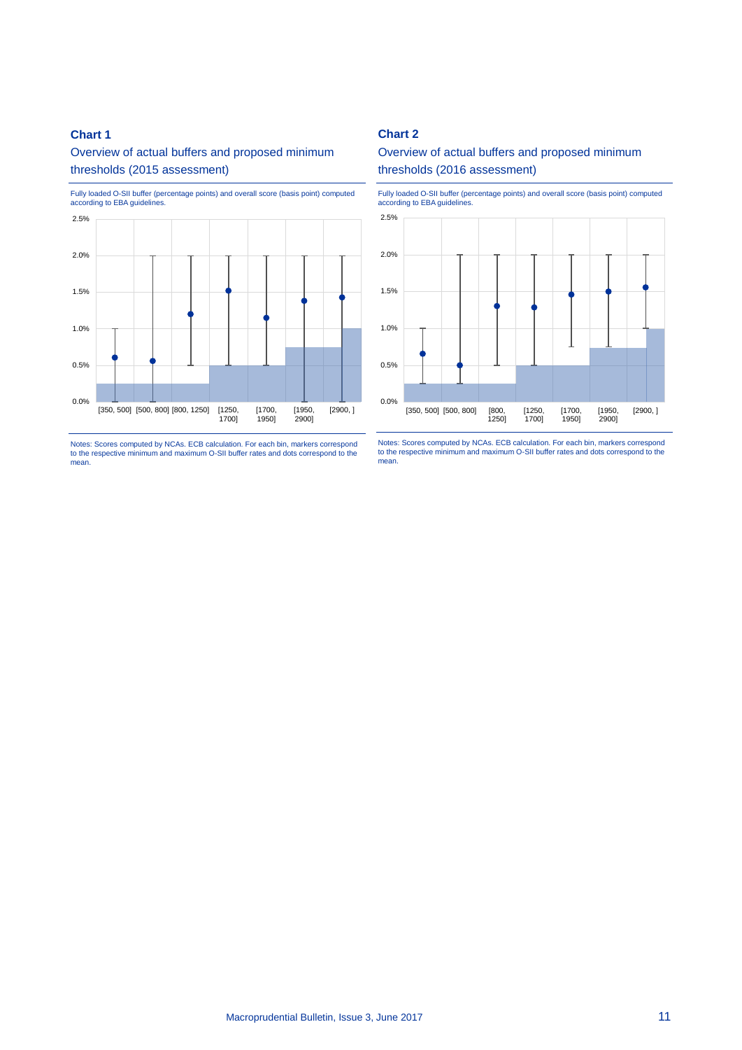**Chart 1**

Overview of actual buffers and proposed minimum thresholds (2015 assessment)

Fully loaded O-SII buffer (percentage points) and overall score (basis point) computed according to EBA guidelines.

Notes: Scores computed by NCAs. ECB calculation. For each bin, markers correspond to the respective minimum and maximum O-SII buffer rates and dots correspond to the mean.

**Chart 2**

Overview of actual buffers and proposed minimum thresholds (2016 assessment)

Fully loaded O-SII buffer (percentage points) and overall score (basis point) computed according to EBA guidelines.

Notes: Scores computed by NCAs. ECB calculation. For each bin, markers correspond to the respective minimum and maximum O-SII buffer rates and dots correspond to the mean.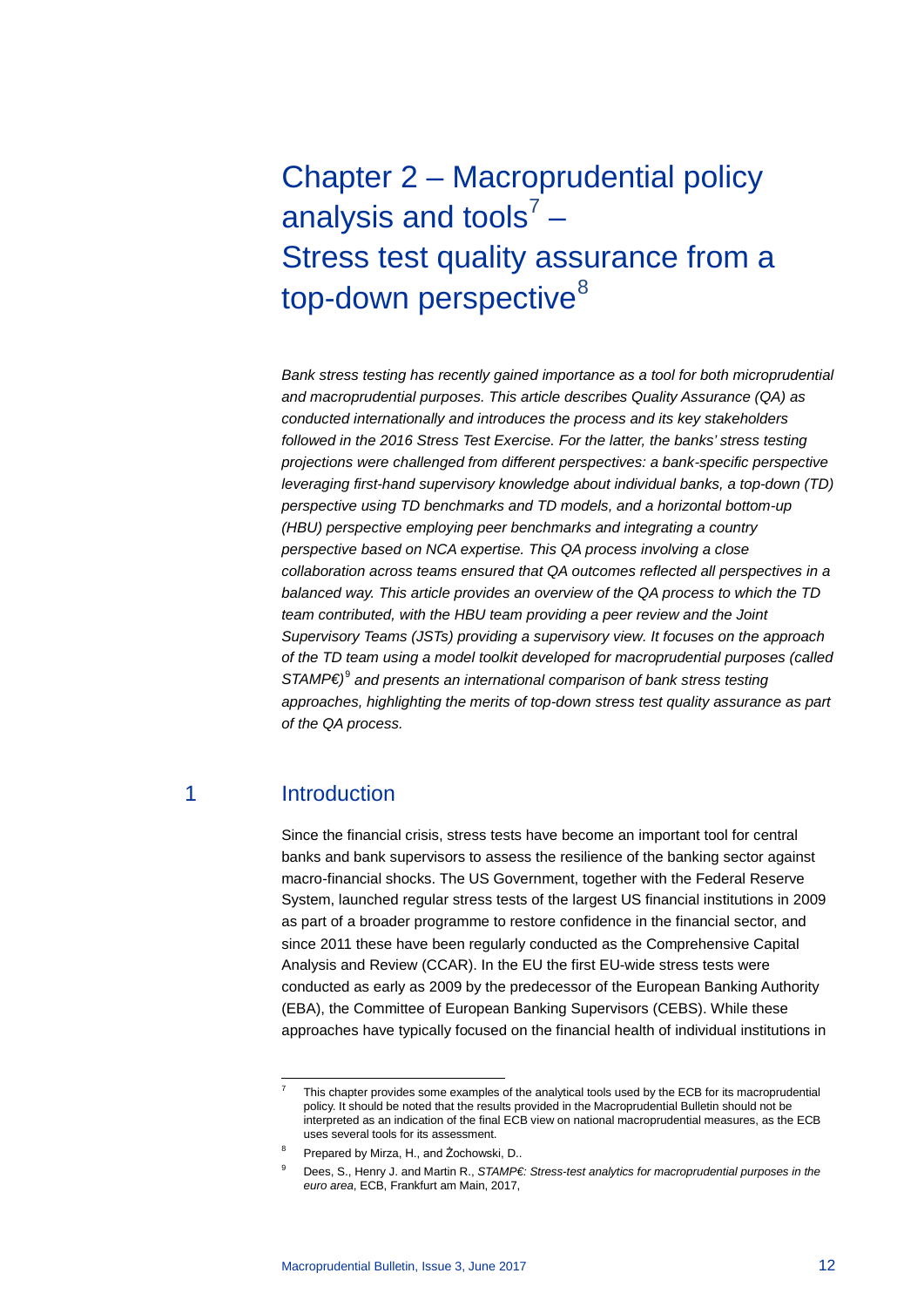# Chapter 2 – Macroprudential policy analysis and tools[7] – Stress test quality assurance from a top-down perspective[8]

*Bank stress testing has recently gained importance as a tool for both microprudential and macroprudential purposes. This article describes Quality Assurance (QA) as conducted internationally and introduces the process and its key stakeholders followed in the 2016 Stress Test Exercise. For the latter, the banks' stress testing projections were challenged from different perspectives: a bank-specific perspective leveraging first-hand supervisory knowledge about individual banks, a top-down (TD) perspective using TD benchmarks and TD models, and a horizontal bottom-up (HBU) perspective employing peer benchmarks and integrating a country perspective based on NCA expertise. This QA process involving a close collaboration across teams ensured that QA outcomes reflected all perspectives in a balanced way. This article provides an overview of the QA process to which the TD team contributed, with the HBU team providing a peer review and the Joint Supervisory Teams (JSTs) providing a supervisory view. It focuses on the approach of the TD team using a model toolkit developed for macroprudential purposes (called STAMP€)[9] and presents an international comparison of bank stress testing approaches, highlighting the merits of top-down stress test quality assurance as part of the QA process.*

## 1 Introduction

Since the financial crisis, stress tests have become an important tool for central banks and bank supervisors to assess the resilience of the banking sector against macro-financial shocks. The US Government, together with the Federal Reserve System, launched regular stress tests of the largest US financial institutions in 2009 as part of a broader programme to restore confidence in the financial sector, and since 2011 these have been regularly conducted as the Comprehensive Capital Analysis and Review (CCAR). In the EU the first EU-wide stress tests were conducted as early as 2009 by the predecessor of the European Banking Authority (EBA), the Committee of European Banking Supervisors (CEBS). While these approaches have typically focused on the financial health of individual institutions in

---

[7] This chapter provides some examples of the analytical tools used by the ECB for its macroprudential policy. It should be noted that the results provided in the Macroprudential Bulletin should not be interpreted as an indication of the final ECB view on national macroprudential measures, as the ECB uses several tools for its assessment.

[8] Prepared by Mirza, H., and Žochowski, D..

[9] Dees, S., Henry J. and Martin R., *STAMP€: Stress-test analytics for macroprudential purposes in the euro area*, ECB, Frankfurt am Main, 2017,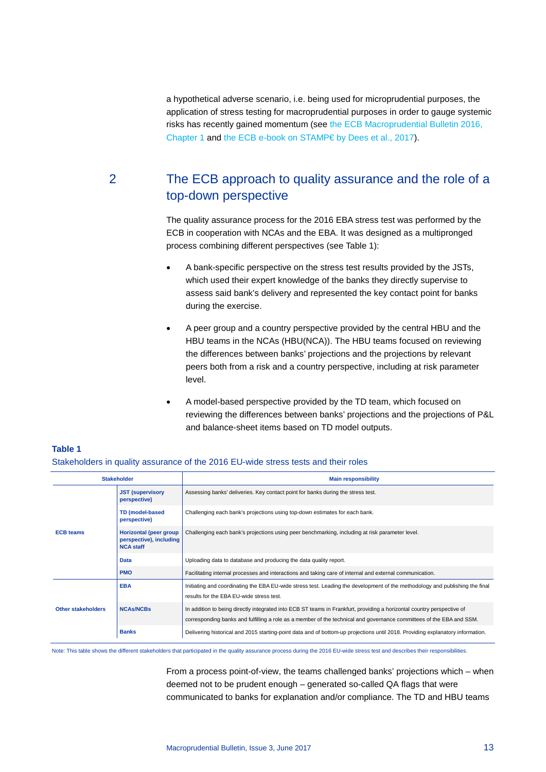a hypothetical adverse scenario, i.e. being used for microprudential purposes, the application of stress testing for macroprudential purposes in order to gauge systemic risks has recently gained momentum (see the ECB Macroprudential Bulletin 2016, Chapter 1 and the ECB e-book on STAMP€ by Dees et al., 2017).

## 2 The ECB approach to quality assurance and the role of a top-down perspective

The quality assurance process for the 2016 EBA stress test was performed by the ECB in cooperation with NCAs and the EBA. It was designed as a multipronged process combining different perspectives (see Table 1):

- A bank-specific perspective on the stress test results provided by the JSTs, which used their expert knowledge of the banks they directly supervise to assess said bank's delivery and represented the key contact point for banks during the exercise.
- A peer group and a country perspective provided by the central HBU and the HBU teams in the NCAs (HBU(NCA)). The HBU teams focused on reviewing the differences between banks' projections and the projections by relevant peers both from a risk and a country perspective, including at risk parameter level.
- A model-based perspective provided by the TD team, which focused on reviewing the differences between banks' projections and the projections of P&L and balance-sheet items based on TD model outputs.

**Table 1**

Stakeholders in quality assurance of the 2016 EU-wide stress tests and their roles

| Stakeholder | | Main responsibility |
|---|---|---|
| ECB teams | JST (supervisory perspective) | Assessing banks' deliveries. Key contact point for banks during the stress test. |
| | TD (model-based perspective) | Challenging each bank's projections using top-down estimates for each bank. |
| | Horizontal (peer group perspective), including NCA staff | Challenging each bank's projections using peer benchmarking, including at risk parameter level. |
| | Data | Uploading data to database and producing the data quality report. |
| | PMO | Facilitating internal processes and interactions and taking care of internal and external communication. |
| Other stakeholders | EBA | Initiating and coordinating the EBA EU-wide stress test. Leading the development of the methodology and publishing the final results for the EBA EU-wide stress test. |
| | NCAs/NCBs | In addition to being directly integrated into ECB ST teams in Frankfurt, providing a horizontal country perspective of corresponding banks and fulfilling a role as a member of the technical and governance committees of the EBA and SSM. |
| | Banks | Delivering historical and 2015 starting-point data and of bottom-up projections until 2018. Providing explanatory information. |

Note: This table shows the different stakeholders that participated in the quality assurance process during the 2016 EU-wide stress test and describes their responsibilities.

From a process point-of-view, the teams challenged banks' projections which – when deemed not to be prudent enough – generated so-called QA flags that were communicated to banks for explanation and/or compliance. The TD and HBU teams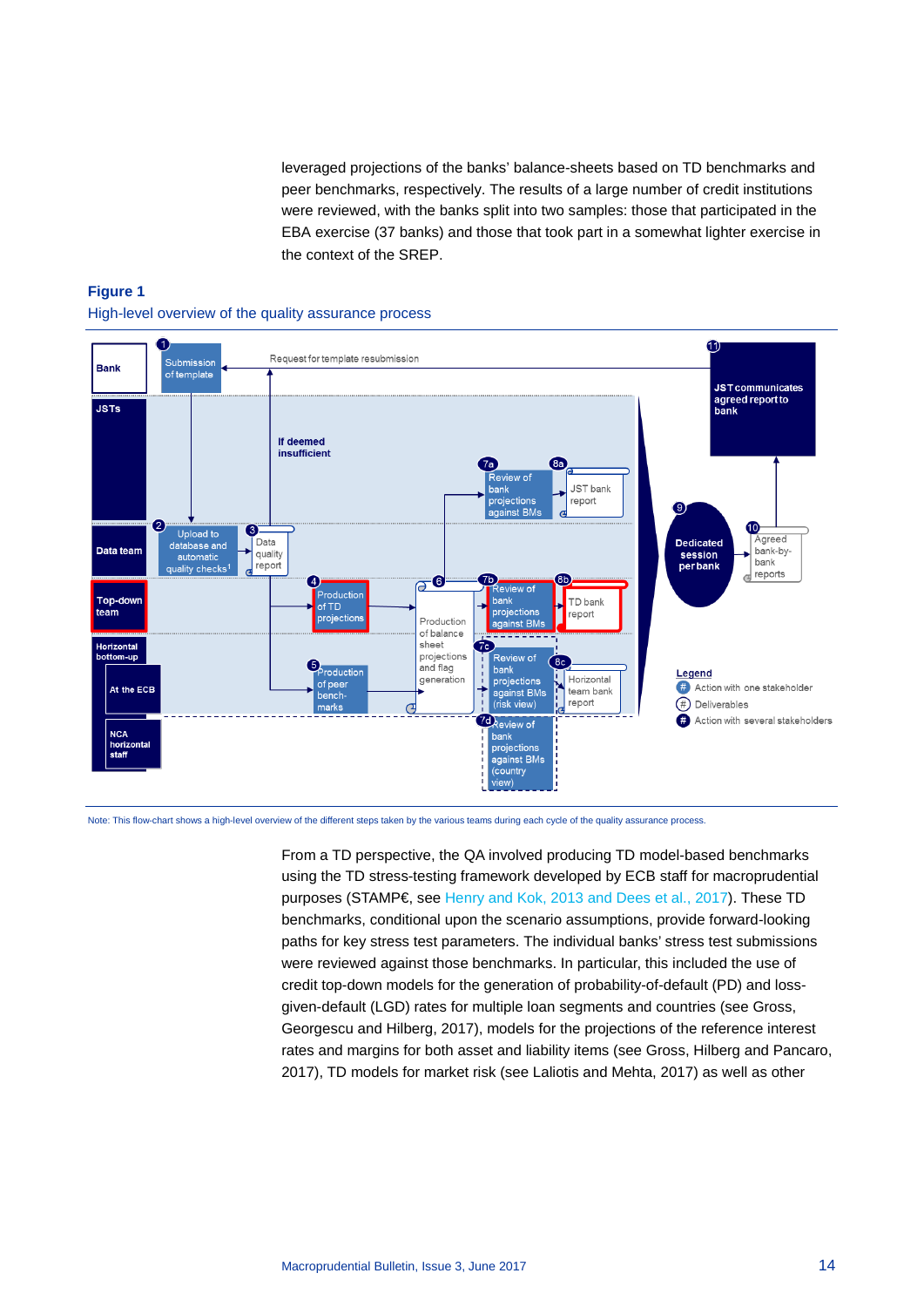leveraged projections of the banks' balance-sheets based on TD benchmarks and peer benchmarks, respectively. The results of a large number of credit institutions were reviewed, with the banks split into two samples: those that participated in the EBA exercise (37 banks) and those that took part in a somewhat lighter exercise in the context of the SREP.

**Figure 1**

High-level overview of the quality assurance process

Bank | JSTs | Data team | Top-down team | Horizontal bottom-up | At the ECB | NCA horizontal staff

1 Submission of template

Request for template resubmission

If deemed insufficient

2 Upload to database and automatic quality checks[1]

3 Data quality report

4 Production of TD projections

5 Production of peer bench-marks

6 Production of balance sheet projections and flag generation

7a Review of bank projections against BMs

8a JST bank report

7b Review of bank projections against BMs

8b TD bank report

7c Review of bank projections against BMs (risk view)

8c Horizontal team bank report

7d Review of bank projections against BMs (country view)

9 Dedicated session per bank

10 Agreed bank-by-bank reports

11 JST communicates agreed report to bank

Legend
- # Action with one stakeholder
- # Deliverables
- # Action with several stakeholders

Note: This flow-chart shows a high-level overview of the different steps taken by the various teams during each cycle of the quality assurance process.

From a TD perspective, the QA involved producing TD model-based benchmarks using the TD stress-testing framework developed by ECB staff for macroprudential purposes (STAMP€, see Henry and Kok, 2013 and Dees et al., 2017). These TD benchmarks, conditional upon the scenario assumptions, provide forward-looking paths for key stress test parameters. The individual banks' stress test submissions were reviewed against those benchmarks. In particular, this included the use of credit top-down models for the generation of probability-of-default (PD) and loss-given-default (LGD) rates for multiple loan segments and countries (see Gross, Georgescu and Hilberg, 2017), models for the projections of the reference interest rates and margins for both asset and liability items (see Gross, Hilberg and Pancaro, 2017), TD models for market risk (see Laliotis and Mehta, 2017) as well as other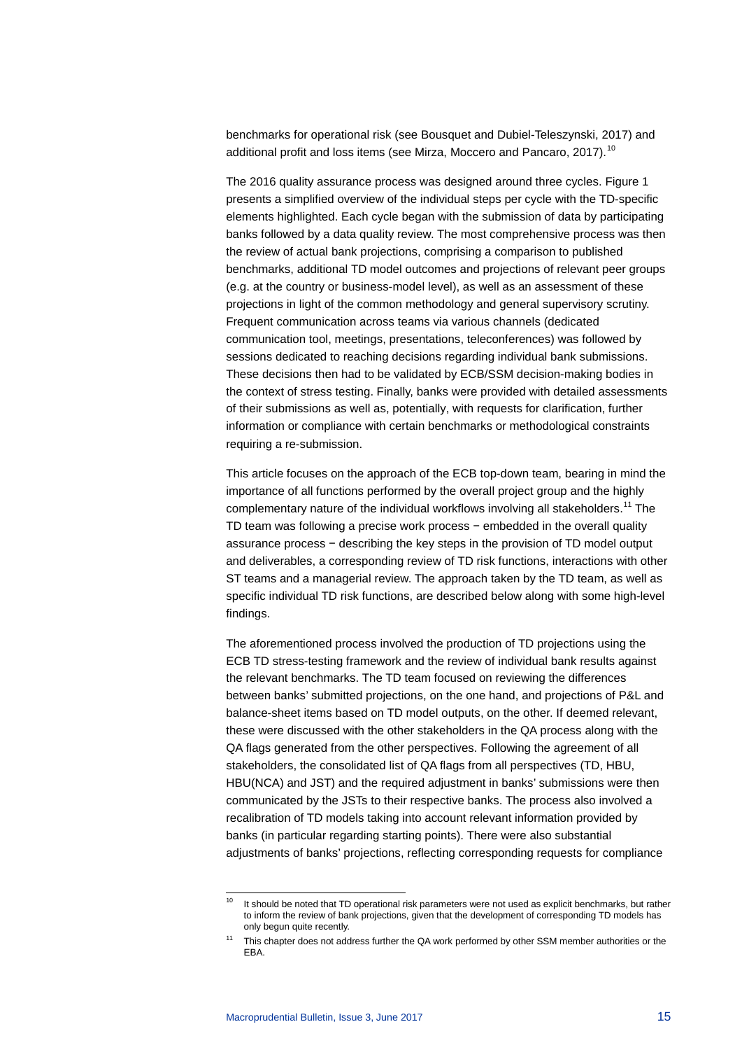benchmarks for operational risk (see Bousquet and Dubiel-Teleszynski, 2017) and additional profit and loss items (see Mirza, Moccero and Pancaro, 2017).[10]

The 2016 quality assurance process was designed around three cycles. Figure 1 presents a simplified overview of the individual steps per cycle with the TD-specific elements highlighted. Each cycle began with the submission of data by participating banks followed by a data quality review. The most comprehensive process was then the review of actual bank projections, comprising a comparison to published benchmarks, additional TD model outcomes and projections of relevant peer groups (e.g. at the country or business-model level), as well as an assessment of these projections in light of the common methodology and general supervisory scrutiny. Frequent communication across teams via various channels (dedicated communication tool, meetings, presentations, teleconferences) was followed by sessions dedicated to reaching decisions regarding individual bank submissions. These decisions then had to be validated by ECB/SSM decision-making bodies in the context of stress testing. Finally, banks were provided with detailed assessments of their submissions as well as, potentially, with requests for clarification, further information or compliance with certain benchmarks or methodological constraints requiring a re-submission.

This article focuses on the approach of the ECB top-down team, bearing in mind the importance of all functions performed by the overall project group and the highly complementary nature of the individual workflows involving all stakeholders.[11] The TD team was following a precise work process − embedded in the overall quality assurance process − describing the key steps in the provision of TD model output and deliverables, a corresponding review of TD risk functions, interactions with other ST teams and a managerial review. The approach taken by the TD team, as well as specific individual TD risk functions, are described below along with some high-level findings.

The aforementioned process involved the production of TD projections using the ECB TD stress-testing framework and the review of individual bank results against the relevant benchmarks. The TD team focused on reviewing the differences between banks' submitted projections, on the one hand, and projections of P&L and balance-sheet items based on TD model outputs, on the other. If deemed relevant, these were discussed with the other stakeholders in the QA process along with the QA flags generated from the other perspectives. Following the agreement of all stakeholders, the consolidated list of QA flags from all perspectives (TD, HBU, HBU(NCA) and JST) and the required adjustment in banks' submissions were then communicated by the JSTs to their respective banks. The process also involved a recalibration of TD models taking into account relevant information provided by banks (in particular regarding starting points). There were also substantial adjustments of banks' projections, reflecting corresponding requests for compliance

---

[10] It should be noted that TD operational risk parameters were not used as explicit benchmarks, but rather to inform the review of bank projections, given that the development of corresponding TD models has only begun quite recently.

[11] This chapter does not address further the QA work performed by other SSM member authorities or the EBA.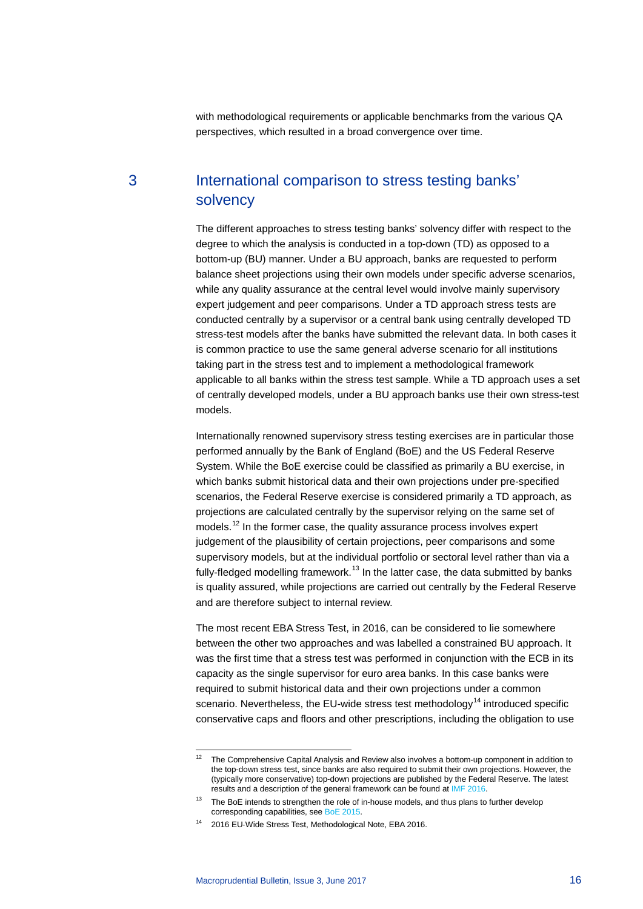with methodological requirements or applicable benchmarks from the various QA perspectives, which resulted in a broad convergence over time.

## 3 International comparison to stress testing banks' solvency

The different approaches to stress testing banks' solvency differ with respect to the degree to which the analysis is conducted in a top-down (TD) as opposed to a bottom-up (BU) manner. Under a BU approach, banks are requested to perform balance sheet projections using their own models under specific adverse scenarios, while any quality assurance at the central level would involve mainly supervisory expert judgement and peer comparisons. Under a TD approach stress tests are conducted centrally by a supervisor or a central bank using centrally developed TD stress-test models after the banks have submitted the relevant data. In both cases it is common practice to use the same general adverse scenario for all institutions taking part in the stress test and to implement a methodological framework applicable to all banks within the stress test sample. While a TD approach uses a set of centrally developed models, under a BU approach banks use their own stress-test models.

Internationally renowned supervisory stress testing exercises are in particular those performed annually by the Bank of England (BoE) and the US Federal Reserve System. While the BoE exercise could be classified as primarily a BU exercise, in which banks submit historical data and their own projections under pre-specified scenarios, the Federal Reserve exercise is considered primarily a TD approach, as projections are calculated centrally by the supervisor relying on the same set of models.[12] In the former case, the quality assurance process involves expert judgement of the plausibility of certain projections, peer comparisons and some supervisory models, but at the individual portfolio or sectoral level rather than via a fully-fledged modelling framework.[13] In the latter case, the data submitted by banks is quality assured, while projections are carried out centrally by the Federal Reserve and are therefore subject to internal review.

The most recent EBA Stress Test, in 2016, can be considered to lie somewhere between the other two approaches and was labelled a constrained BU approach. It was the first time that a stress test was performed in conjunction with the ECB in its capacity as the single supervisor for euro area banks. In this case banks were required to submit historical data and their own projections under a common scenario. Nevertheless, the EU-wide stress test methodology[14] introduced specific conservative caps and floors and other prescriptions, including the obligation to use

---

[12] The Comprehensive Capital Analysis and Review also involves a bottom-up component in addition to the top-down stress test, since banks are also required to submit their own projections. However, the (typically more conservative) top-down projections are published by the Federal Reserve. The latest results and a description of the general framework can be found at IMF 2016.

[13] The BoE intends to strengthen the role of in-house models, and thus plans to further develop corresponding capabilities, see BoE 2015.

[14] 2016 EU-Wide Stress Test, Methodological Note, EBA 2016.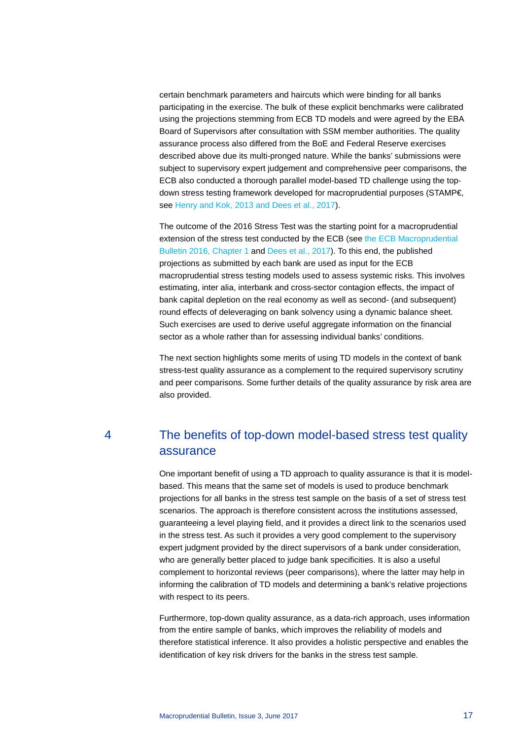certain benchmark parameters and haircuts which were binding for all banks participating in the exercise. The bulk of these explicit benchmarks were calibrated using the projections stemming from ECB TD models and were agreed by the EBA Board of Supervisors after consultation with SSM member authorities. The quality assurance process also differed from the BoE and Federal Reserve exercises described above due its multi-pronged nature. While the banks' submissions were subject to supervisory expert judgement and comprehensive peer comparisons, the ECB also conducted a thorough parallel model-based TD challenge using the top-down stress testing framework developed for macroprudential purposes (STAMP€, see Henry and Kok, 2013 and Dees et al., 2017).

The outcome of the 2016 Stress Test was the starting point for a macroprudential extension of the stress test conducted by the ECB (see the ECB Macroprudential Bulletin 2016, Chapter 1 and Dees et al., 2017). To this end, the published projections as submitted by each bank are used as input for the ECB macroprudential stress testing models used to assess systemic risks. This involves estimating, inter alia, interbank and cross-sector contagion effects, the impact of bank capital depletion on the real economy as well as second- (and subsequent) round effects of deleveraging on bank solvency using a dynamic balance sheet. Such exercises are used to derive useful aggregate information on the financial sector as a whole rather than for assessing individual banks' conditions.

The next section highlights some merits of using TD models in the context of bank stress-test quality assurance as a complement to the required supervisory scrutiny and peer comparisons. Some further details of the quality assurance by risk area are also provided.

## 4 The benefits of top-down model-based stress test quality assurance

One important benefit of using a TD approach to quality assurance is that it is model-based. This means that the same set of models is used to produce benchmark projections for all banks in the stress test sample on the basis of a set of stress test scenarios. The approach is therefore consistent across the institutions assessed, guaranteeing a level playing field, and it provides a direct link to the scenarios used in the stress test. As such it provides a very good complement to the supervisory expert judgment provided by the direct supervisors of a bank under consideration, who are generally better placed to judge bank specificities. It is also a useful complement to horizontal reviews (peer comparisons), where the latter may help in informing the calibration of TD models and determining a bank's relative projections with respect to its peers.

Furthermore, top-down quality assurance, as a data-rich approach, uses information from the entire sample of banks, which improves the reliability of models and therefore statistical inference. It also provides a holistic perspective and enables the identification of key risk drivers for the banks in the stress test sample.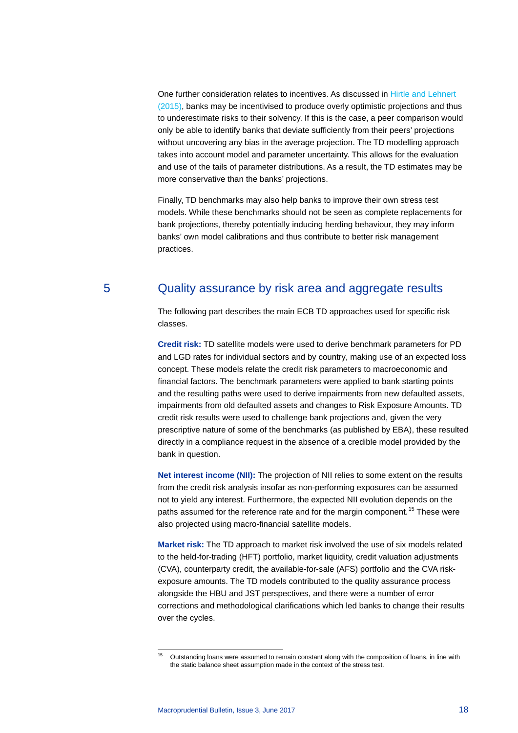One further consideration relates to incentives. As discussed in Hirtle and Lehnert (2015), banks may be incentivised to produce overly optimistic projections and thus to underestimate risks to their solvency. If this is the case, a peer comparison would only be able to identify banks that deviate sufficiently from their peers' projections without uncovering any bias in the average projection. The TD modelling approach takes into account model and parameter uncertainty. This allows for the evaluation and use of the tails of parameter distributions. As a result, the TD estimates may be more conservative than the banks' projections.

Finally, TD benchmarks may also help banks to improve their own stress test models. While these benchmarks should not be seen as complete replacements for bank projections, thereby potentially inducing herding behaviour, they may inform banks' own model calibrations and thus contribute to better risk management practices.

## 5 Quality assurance by risk area and aggregate results

The following part describes the main ECB TD approaches used for specific risk classes.

**Credit risk:** TD satellite models were used to derive benchmark parameters for PD and LGD rates for individual sectors and by country, making use of an expected loss concept. These models relate the credit risk parameters to macroeconomic and financial factors. The benchmark parameters were applied to bank starting points and the resulting paths were used to derive impairments from new defaulted assets, impairments from old defaulted assets and changes to Risk Exposure Amounts. TD credit risk results were used to challenge bank projections and, given the very prescriptive nature of some of the benchmarks (as published by EBA), these resulted directly in a compliance request in the absence of a credible model provided by the bank in question.

**Net interest income (NII):** The projection of NII relies to some extent on the results from the credit risk analysis insofar as non-performing exposures can be assumed not to yield any interest. Furthermore, the expected NII evolution depends on the paths assumed for the reference rate and for the margin component.[15] These were also projected using macro-financial satellite models.

**Market risk:** The TD approach to market risk involved the use of six models related to the held-for-trading (HFT) portfolio, market liquidity, credit valuation adjustments (CVA), counterparty credit, the available-for-sale (AFS) portfolio and the CVA risk-exposure amounts. The TD models contributed to the quality assurance process alongside the HBU and JST perspectives, and there were a number of error corrections and methodological clarifications which led banks to change their results over the cycles.

[15] Outstanding loans were assumed to remain constant along with the composition of loans, in line with the static balance sheet assumption made in the context of the stress test.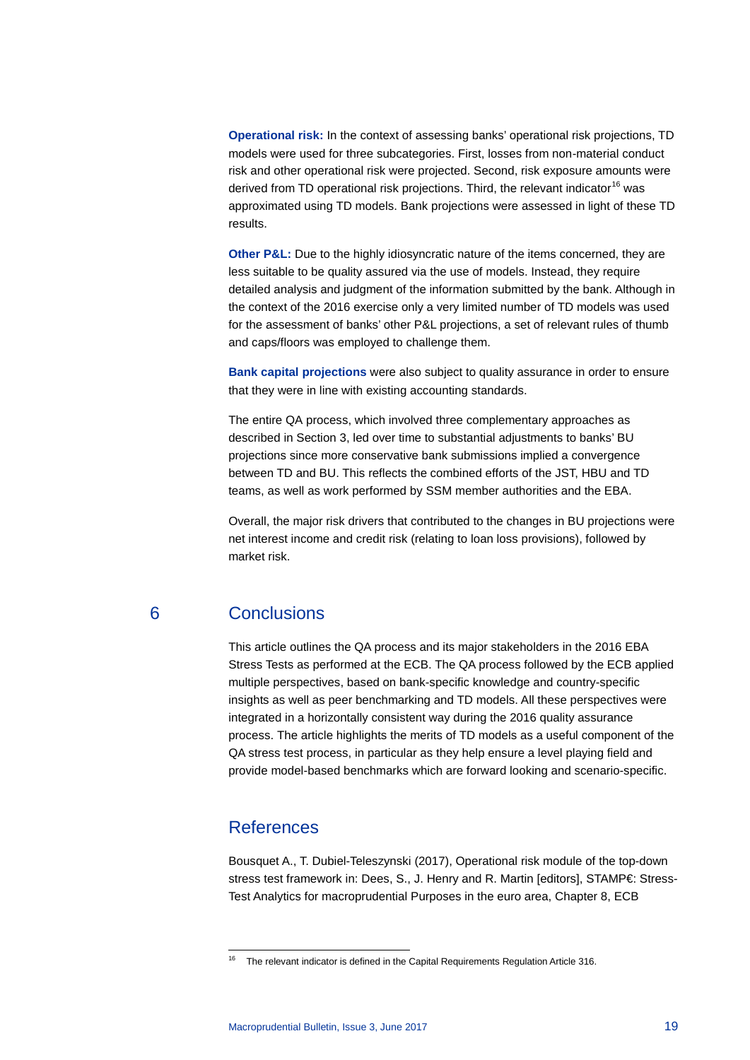**Operational risk:** In the context of assessing banks' operational risk projections, TD models were used for three subcategories. First, losses from non-material conduct risk and other operational risk were projected. Second, risk exposure amounts were derived from TD operational risk projections. Third, the relevant indicator[16] was approximated using TD models. Bank projections were assessed in light of these TD results.

**Other P&L:** Due to the highly idiosyncratic nature of the items concerned, they are less suitable to be quality assured via the use of models. Instead, they require detailed analysis and judgment of the information submitted by the bank. Although in the context of the 2016 exercise only a very limited number of TD models was used for the assessment of banks' other P&L projections, a set of relevant rules of thumb and caps/floors was employed to challenge them.

**Bank capital projections** were also subject to quality assurance in order to ensure that they were in line with existing accounting standards.

The entire QA process, which involved three complementary approaches as described in Section 3, led over time to substantial adjustments to banks' BU projections since more conservative bank submissions implied a convergence between TD and BU. This reflects the combined efforts of the JST, HBU and TD teams, as well as work performed by SSM member authorities and the EBA.

Overall, the major risk drivers that contributed to the changes in BU projections were net interest income and credit risk (relating to loan loss provisions), followed by market risk.

## 6 Conclusions

This article outlines the QA process and its major stakeholders in the 2016 EBA Stress Tests as performed at the ECB. The QA process followed by the ECB applied multiple perspectives, based on bank-specific knowledge and country-specific insights as well as peer benchmarking and TD models. All these perspectives were integrated in a horizontally consistent way during the 2016 quality assurance process. The article highlights the merits of TD models as a useful component of the QA stress test process, in particular as they help ensure a level playing field and provide model-based benchmarks which are forward looking and scenario-specific.

## References

Bousquet A., T. Dubiel-Teleszynski (2017), Operational risk module of the top-down stress test framework in: Dees, S., J. Henry and R. Martin [editors], STAMP€: Stress-Test Analytics for macroprudential Purposes in the euro area, Chapter 8, ECB

---

[16] The relevant indicator is defined in the Capital Requirements Regulation Article 316.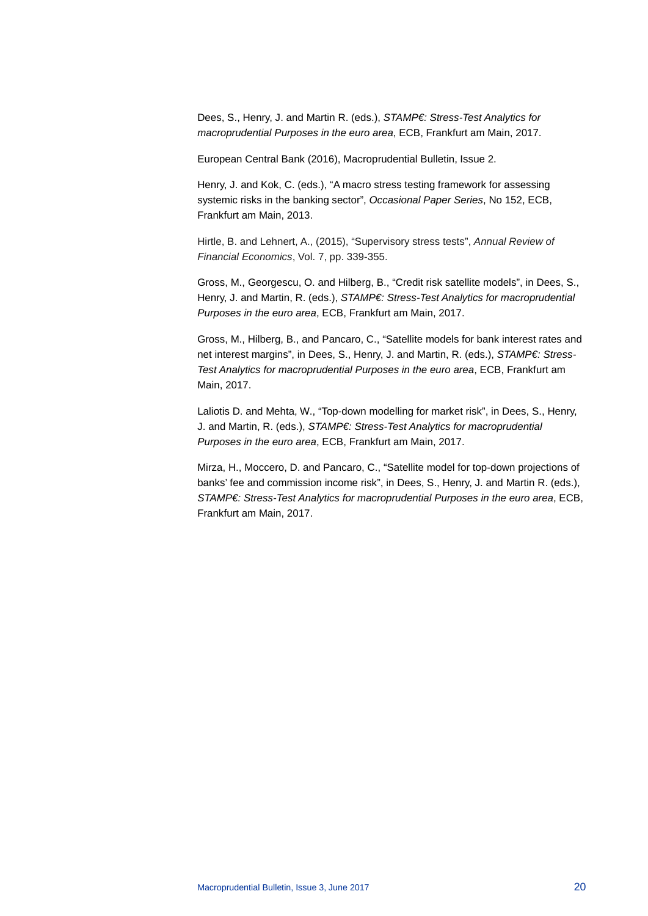Dees, S., Henry, J. and Martin R. (eds.), *STAMP€: Stress-Test Analytics for macroprudential Purposes in the euro area*, ECB, Frankfurt am Main, 2017.

European Central Bank (2016), Macroprudential Bulletin, Issue 2.

Henry, J. and Kok, C. (eds.), "A macro stress testing framework for assessing systemic risks in the banking sector", *Occasional Paper Series*, No 152, ECB, Frankfurt am Main, 2013.

Hirtle, B. and Lehnert, A., (2015), "Supervisory stress tests", *Annual Review of Financial Economics*, Vol. 7, pp. 339-355.

Gross, M., Georgescu, O. and Hilberg, B., "Credit risk satellite models", in Dees, S., Henry, J. and Martin, R. (eds.), *STAMP€: Stress-Test Analytics for macroprudential Purposes in the euro area*, ECB, Frankfurt am Main, 2017.

Gross, M., Hilberg, B., and Pancaro, C., "Satellite models for bank interest rates and net interest margins", in Dees, S., Henry, J. and Martin, R. (eds.), *STAMP€: Stress-Test Analytics for macroprudential Purposes in the euro area*, ECB, Frankfurt am Main, 2017.

Laliotis D. and Mehta, W., "Top-down modelling for market risk", in Dees, S., Henry, J. and Martin, R. (eds.), *STAMP€: Stress-Test Analytics for macroprudential Purposes in the euro area*, ECB, Frankfurt am Main, 2017.

Mirza, H., Moccero, D. and Pancaro, C., "Satellite model for top-down projections of banks' fee and commission income risk", in Dees, S., Henry, J. and Martin R. (eds.), *STAMP€: Stress-Test Analytics for macroprudential Purposes in the euro area*, ECB, Frankfurt am Main, 2017.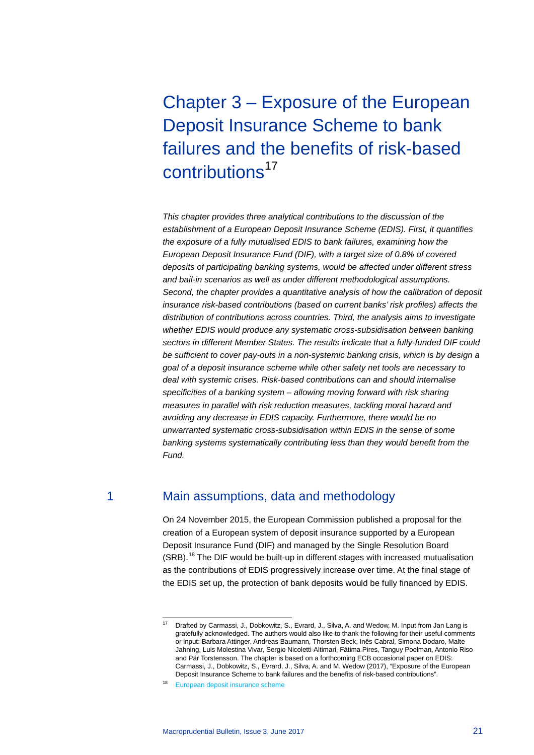# Chapter 3 – Exposure of the European Deposit Insurance Scheme to bank failures and the benefits of risk-based contributions[17]

*This chapter provides three analytical contributions to the discussion of the establishment of a European Deposit Insurance Scheme (EDIS). First, it quantifies the exposure of a fully mutualised EDIS to bank failures, examining how the European Deposit Insurance Fund (DIF), with a target size of 0.8% of covered deposits of participating banking systems, would be affected under different stress and bail-in scenarios as well as under different methodological assumptions. Second, the chapter provides a quantitative analysis of how the calibration of deposit insurance risk-based contributions (based on current banks' risk profiles) affects the distribution of contributions across countries. Third, the analysis aims to investigate whether EDIS would produce any systematic cross-subsidisation between banking sectors in different Member States. The results indicate that a fully-funded DIF could be sufficient to cover pay-outs in a non-systemic banking crisis, which is by design a goal of a deposit insurance scheme while other safety net tools are necessary to deal with systemic crises. Risk-based contributions can and should internalise specificities of a banking system – allowing moving forward with risk sharing measures in parallel with risk reduction measures, tackling moral hazard and avoiding any decrease in EDIS capacity. Furthermore, there would be no unwarranted systematic cross-subsidisation within EDIS in the sense of some banking systems systematically contributing less than they would benefit from the Fund.*

## 1 Main assumptions, data and methodology

On 24 November 2015, the European Commission published a proposal for the creation of a European system of deposit insurance supported by a European Deposit Insurance Fund (DIF) and managed by the Single Resolution Board (SRB).[18] The DIF would be built-up in different stages with increased mutualisation as the contributions of EDIS progressively increase over time. At the final stage of the EDIS set up, the protection of bank deposits would be fully financed by EDIS.

---

[17] Drafted by Carmassi, J., Dobkowitz, S., Evrard, J., Silva, A. and Wedow, M. Input from Jan Lang is gratefully acknowledged. The authors would also like to thank the following for their useful comments or input: Barbara Attinger, Andreas Baumann, Thorsten Beck, Inês Cabral, Simona Dodaro, Malte Jahning, Luis Molestina Vivar, Sergio Nicoletti-Altimari, Fátima Pires, Tanguy Poelman, Antonio Riso and Pär Torstensson. The chapter is based on a forthcoming ECB occasional paper on EDIS: Carmassi, J., Dobkowitz, S., Evrard, J., Silva, A. and M. Wedow (2017), "Exposure of the European Deposit Insurance Scheme to bank failures and the benefits of risk-based contributions".

[18] European deposit insurance scheme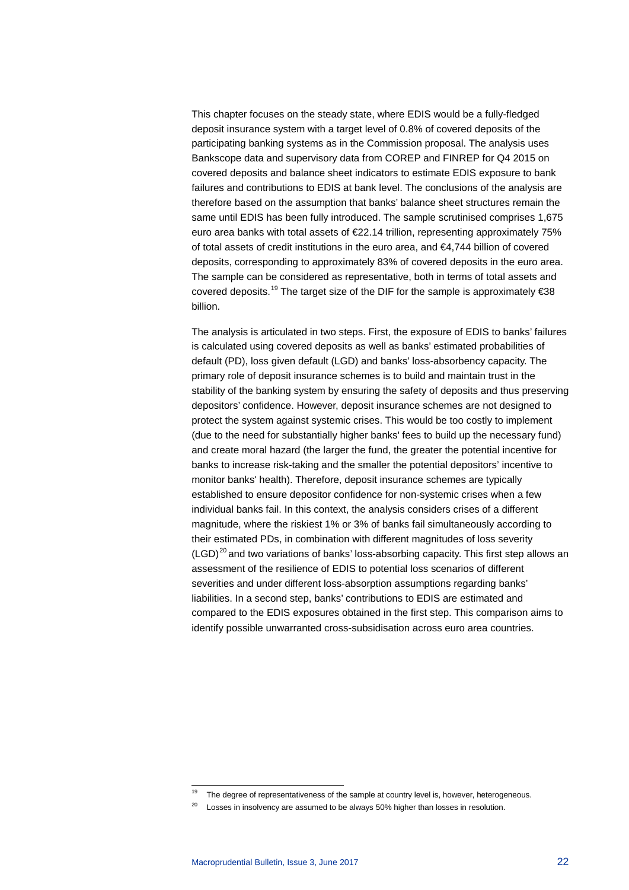This chapter focuses on the steady state, where EDIS would be a fully-fledged deposit insurance system with a target level of 0.8% of covered deposits of the participating banking systems as in the Commission proposal. The analysis uses Bankscope data and supervisory data from COREP and FINREP for Q4 2015 on covered deposits and balance sheet indicators to estimate EDIS exposure to bank failures and contributions to EDIS at bank level. The conclusions of the analysis are therefore based on the assumption that banks' balance sheet structures remain the same until EDIS has been fully introduced. The sample scrutinised comprises 1,675 euro area banks with total assets of €22.14 trillion, representing approximately 75% of total assets of credit institutions in the euro area, and €4,744 billion of covered deposits, corresponding to approximately 83% of covered deposits in the euro area. The sample can be considered as representative, both in terms of total assets and covered deposits.[19] The target size of the DIF for the sample is approximately €38 billion.

The analysis is articulated in two steps. First, the exposure of EDIS to banks' failures is calculated using covered deposits as well as banks' estimated probabilities of default (PD), loss given default (LGD) and banks' loss-absorbency capacity. The primary role of deposit insurance schemes is to build and maintain trust in the stability of the banking system by ensuring the safety of deposits and thus preserving depositors' confidence. However, deposit insurance schemes are not designed to protect the system against systemic crises. This would be too costly to implement (due to the need for substantially higher banks' fees to build up the necessary fund) and create moral hazard (the larger the fund, the greater the potential incentive for banks to increase risk-taking and the smaller the potential depositors' incentive to monitor banks' health). Therefore, deposit insurance schemes are typically established to ensure depositor confidence for non-systemic crises when a few individual banks fail. In this context, the analysis considers crises of a different magnitude, where the riskiest 1% or 3% of banks fail simultaneously according to their estimated PDs, in combination with different magnitudes of loss severity (LGD)[20] and two variations of banks' loss-absorbing capacity. This first step allows an assessment of the resilience of EDIS to potential loss scenarios of different severities and under different loss-absorption assumptions regarding banks' liabilities. In a second step, banks' contributions to EDIS are estimated and compared to the EDIS exposures obtained in the first step. This comparison aims to identify possible unwarranted cross-subsidisation across euro area countries.

---

[19] The degree of representativeness of the sample at country level is, however, heterogeneous.

[20] Losses in insolvency are assumed to be always 50% higher than losses in resolution.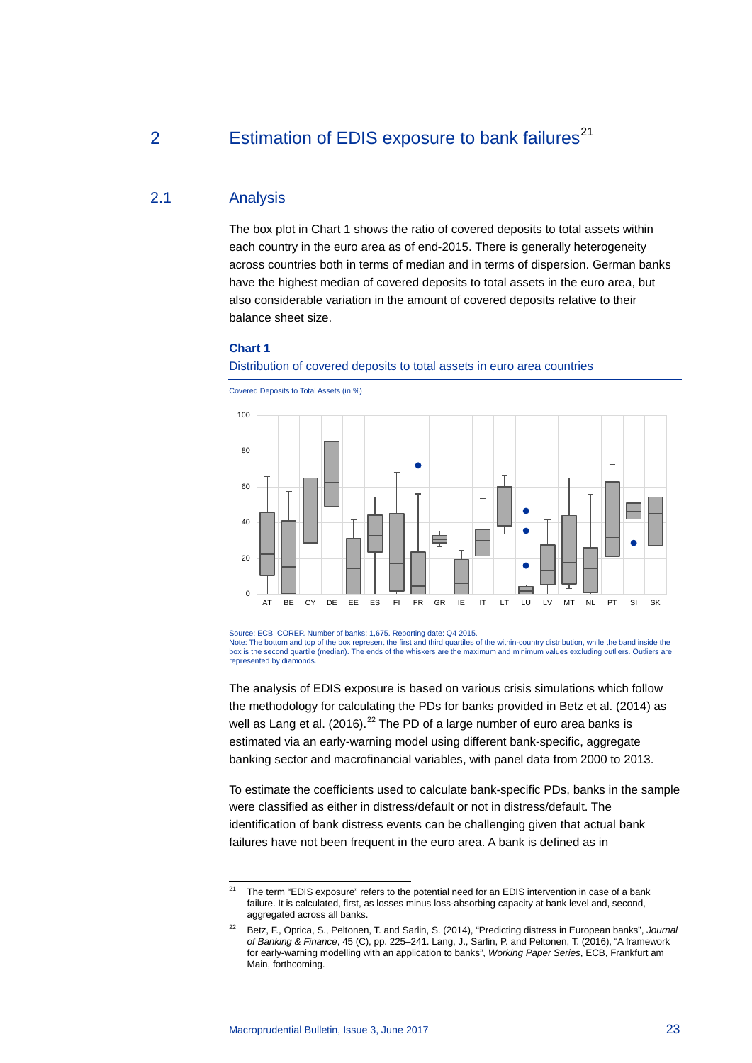## 2 Estimation of EDIS exposure to bank failures[21]

### 2.1 Analysis

The box plot in Chart 1 shows the ratio of covered deposits to total assets within each country in the euro area as of end-2015. There is generally heterogeneity across countries both in terms of median and in terms of dispersion. German banks have the highest median of covered deposits to total assets in the euro area, but also considerable variation in the amount of covered deposits relative to their balance sheet size.

**Chart 1**

Distribution of covered deposits to total assets in euro area countries

Covered Deposits to Total Assets (in %)

Source: ECB, COREP. Number of banks: 1,675. Reporting date: Q4 2015.
Note: The bottom and top of the box represent the first and third quartiles of the within-country distribution, while the band inside the box is the second quartile (median). The ends of the whiskers are the maximum and minimum values excluding outliers. Outliers are represented by diamonds.

The analysis of EDIS exposure is based on various crisis simulations which follow the methodology for calculating the PDs for banks provided in Betz et al. (2014) as well as Lang et al. (2016).[22] The PD of a large number of euro area banks is estimated via an early-warning model using different bank-specific, aggregate banking sector and macrofinancial variables, with panel data from 2000 to 2013.

To estimate the coefficients used to calculate bank-specific PDs, banks in the sample were classified as either in distress/default or not in distress/default. The identification of bank distress events can be challenging given that actual bank failures have not been frequent in the euro area. A bank is defined as in

---

[21] The term "EDIS exposure" refers to the potential need for an EDIS intervention in case of a bank failure. It is calculated, first, as losses minus loss-absorbing capacity at bank level and, second, aggregated across all banks.

[22] Betz, F., Oprica, S., Peltonen, T. and Sarlin, S. (2014), "Predicting distress in European banks", *Journal of Banking & Finance*, 45 (C), pp. 225–241. Lang, J., Sarlin, P. and Peltonen, T. (2016), "A framework for early-warning modelling with an application to banks", *Working Paper Series*, ECB, Frankfurt am Main, forthcoming.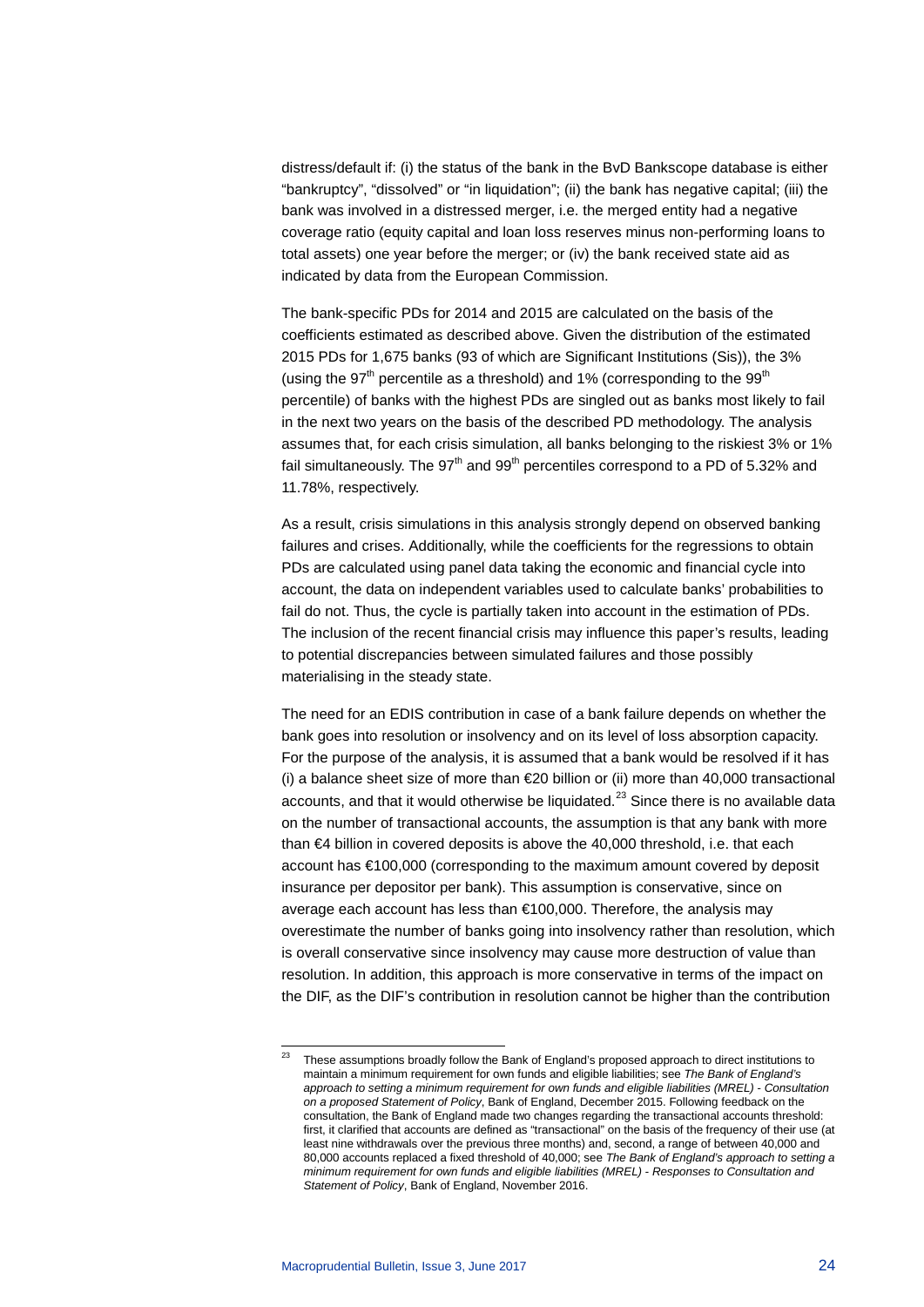distress/default if: (i) the status of the bank in the BvD Bankscope database is either "bankruptcy", "dissolved" or "in liquidation"; (ii) the bank has negative capital; (iii) the bank was involved in a distressed merger, i.e. the merged entity had a negative coverage ratio (equity capital and loan loss reserves minus non-performing loans to total assets) one year before the merger; or (iv) the bank received state aid as indicated by data from the European Commission.

The bank-specific PDs for 2014 and 2015 are calculated on the basis of the coefficients estimated as described above. Given the distribution of the estimated 2015 PDs for 1,675 banks (93 of which are Significant Institutions (Sis)), the 3% (using the 97$^{th}$ percentile as a threshold) and 1% (corresponding to the 99$^{th}$ percentile) of banks with the highest PDs are singled out as banks most likely to fail in the next two years on the basis of the described PD methodology. The analysis assumes that, for each crisis simulation, all banks belonging to the riskiest 3% or 1% fail simultaneously. The 97$^{th}$ and 99$^{th}$ percentiles correspond to a PD of 5.32% and 11.78%, respectively.

As a result, crisis simulations in this analysis strongly depend on observed banking failures and crises. Additionally, while the coefficients for the regressions to obtain PDs are calculated using panel data taking the economic and financial cycle into account, the data on independent variables used to calculate banks' probabilities to fail do not. Thus, the cycle is partially taken into account in the estimation of PDs. The inclusion of the recent financial crisis may influence this paper's results, leading to potential discrepancies between simulated failures and those possibly materialising in the steady state.

The need for an EDIS contribution in case of a bank failure depends on whether the bank goes into resolution or insolvency and on its level of loss absorption capacity. For the purpose of the analysis, it is assumed that a bank would be resolved if it has (i) a balance sheet size of more than €20 billion or (ii) more than 40,000 transactional accounts, and that it would otherwise be liquidated.[23] Since there is no available data on the number of transactional accounts, the assumption is that any bank with more than €4 billion in covered deposits is above the 40,000 threshold, i.e. that each account has €100,000 (corresponding to the maximum amount covered by deposit insurance per depositor per bank). This assumption is conservative, since on average each account has less than €100,000. Therefore, the analysis may overestimate the number of banks going into insolvency rather than resolution, which is overall conservative since insolvency may cause more destruction of value than resolution. In addition, this approach is more conservative in terms of the impact on the DIF, as the DIF's contribution in resolution cannot be higher than the contribution

---

[23] These assumptions broadly follow the Bank of England's proposed approach to direct institutions to maintain a minimum requirement for own funds and eligible liabilities; see *The Bank of England's approach to setting a minimum requirement for own funds and eligible liabilities (MREL) - Consultation on a proposed Statement of Policy*, Bank of England, December 2015. Following feedback on the consultation, the Bank of England made two changes regarding the transactional accounts threshold: first, it clarified that accounts are defined as "transactional" on the basis of the frequency of their use (at least nine withdrawals over the previous three months) and, second, a range of between 40,000 and 80,000 accounts replaced a fixed threshold of 40,000; see *The Bank of England's approach to setting a minimum requirement for own funds and eligible liabilities (MREL) - Responses to Consultation and Statement of Policy*, Bank of England, November 2016.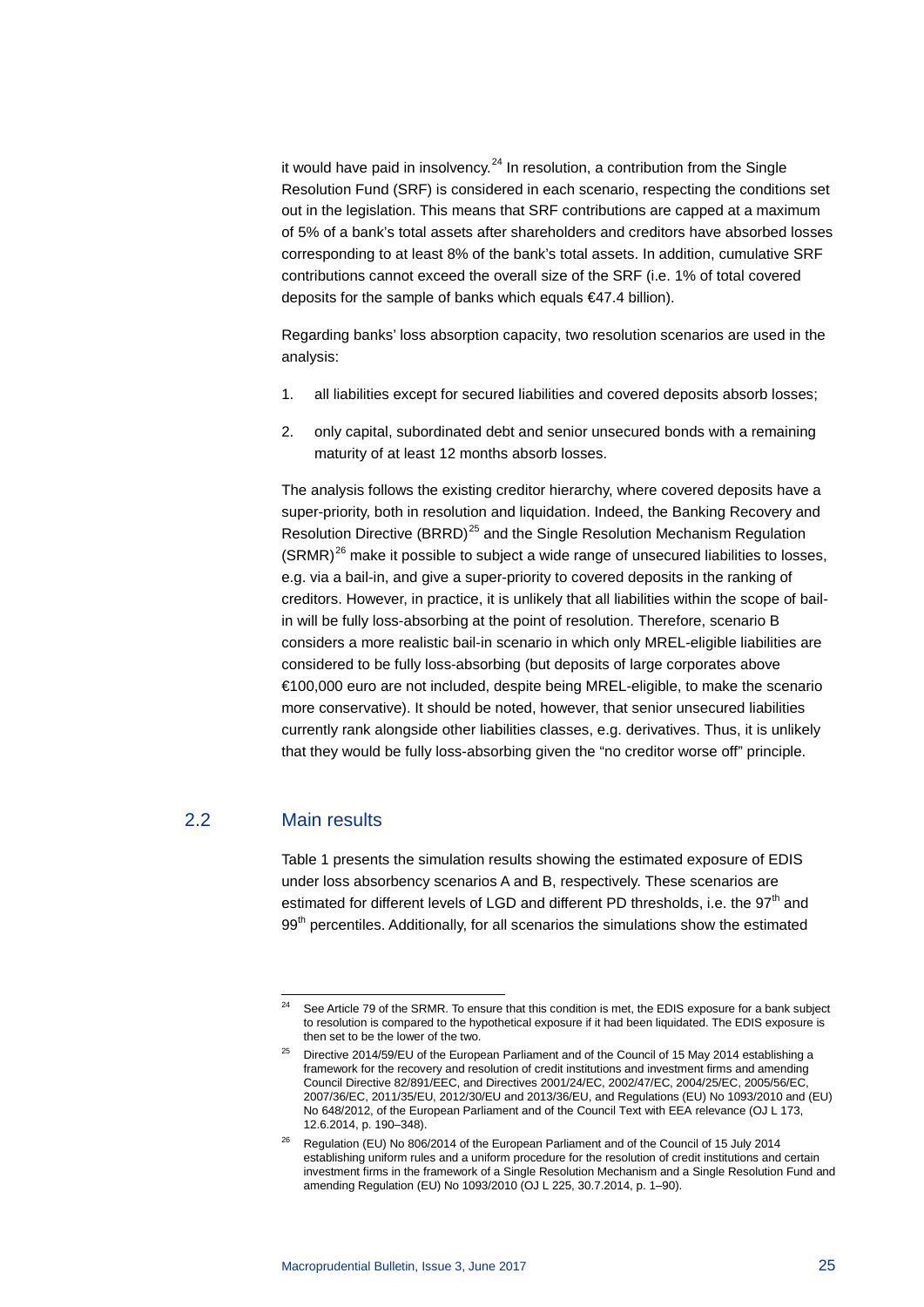it would have paid in insolvency.[24] In resolution, a contribution from the Single Resolution Fund (SRF) is considered in each scenario, respecting the conditions set out in the legislation. This means that SRF contributions are capped at a maximum of 5% of a bank's total assets after shareholders and creditors have absorbed losses corresponding to at least 8% of the bank's total assets. In addition, cumulative SRF contributions cannot exceed the overall size of the SRF (i.e. 1% of total covered deposits for the sample of banks which equals €47.4 billion).

Regarding banks' loss absorption capacity, two resolution scenarios are used in the analysis:

1. all liabilities except for secured liabilities and covered deposits absorb losses;
2. only capital, subordinated debt and senior unsecured bonds with a remaining maturity of at least 12 months absorb losses.

The analysis follows the existing creditor hierarchy, where covered deposits have a super-priority, both in resolution and liquidation. Indeed, the Banking Recovery and Resolution Directive (BRRD)[25] and the Single Resolution Mechanism Regulation (SRMR)[26] make it possible to subject a wide range of unsecured liabilities to losses, e.g. via a bail-in, and give a super-priority to covered deposits in the ranking of creditors. However, in practice, it is unlikely that all liabilities within the scope of bail-in will be fully loss-absorbing at the point of resolution. Therefore, scenario B considers a more realistic bail-in scenario in which only MREL-eligible liabilities are considered to be fully loss-absorbing (but deposits of large corporates above €100,000 euro are not included, despite being MREL-eligible, to make the scenario more conservative). It should be noted, however, that senior unsecured liabilities currently rank alongside other liabilities classes, e.g. derivatives. Thus, it is unlikely that they would be fully loss-absorbing given the "no creditor worse off" principle.

## 2.2 Main results

Table 1 presents the simulation results showing the estimated exposure of EDIS under loss absorbency scenarios A and B, respectively. These scenarios are estimated for different levels of LGD and different PD thresholds, i.e. the 97th and 99th percentiles. Additionally, for all scenarios the simulations show the estimated

---

[24] See Article 79 of the SRMR. To ensure that this condition is met, the EDIS exposure for a bank subject to resolution is compared to the hypothetical exposure if it had been liquidated. The EDIS exposure is then set to be the lower of the two.

[25] Directive 2014/59/EU of the European Parliament and of the Council of 15 May 2014 establishing a framework for the recovery and resolution of credit institutions and investment firms and amending Council Directive 82/891/EEC, and Directives 2001/24/EC, 2002/47/EC, 2004/25/EC, 2005/56/EC, 2007/36/EC, 2011/35/EU, 2012/30/EU and 2013/36/EU, and Regulations (EU) No 1093/2010 and (EU) No 648/2012, of the European Parliament and of the Council Text with EEA relevance (OJ L 173, 12.6.2014, p. 190–348).

[26] Regulation (EU) No 806/2014 of the European Parliament and of the Council of 15 July 2014 establishing uniform rules and a uniform procedure for the resolution of credit institutions and certain investment firms in the framework of a Single Resolution Mechanism and a Single Resolution Fund and amending Regulation (EU) No 1093/2010 (OJ L 225, 30.7.2014, p. 1–90).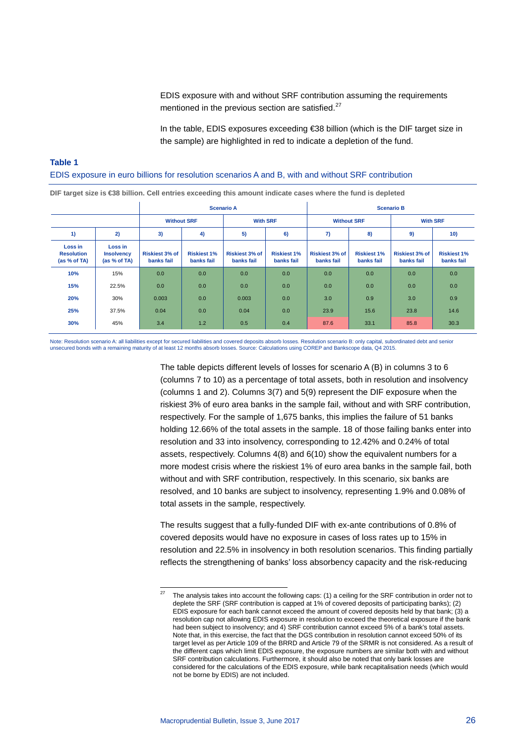EDIS exposure with and without SRF contribution assuming the requirements mentioned in the previous section are satisfied.[27]

In the table, EDIS exposures exceeding €38 billion (which is the DIF target size in the sample) are highlighted in red to indicate a depletion of the fund.

**Table 1**

EDIS exposure in euro billions for resolution scenarios A and B, with and without SRF contribution

**DIF target size is €38 billion. Cell entries exceeding this amount indicate cases where the fund is depleted**

| | | Scenario A | | | | Scenario B | | | |
|---|---|---|---|---|---|---|---|---|---|
| | | Without SRF | | With SRF | | Without SRF | | With SRF | |
| 1) | 2) | 3) | 4) | 5) | 6) | 7) | 8) | 9) | 10) |
| Loss in Resolution (as % of TA) | Loss in Insolvency (as % of TA) | Riskiest 3% of banks fail | Riskiest 1% banks fail | Riskiest 3% of banks fail | Riskiest 1% banks fail | Riskiest 3% of banks fail | Riskiest 1% banks fail | Riskiest 3% of banks fail | Riskiest 1% banks fail |
| 10% | 15% | 0.0 | 0.0 | 0.0 | 0.0 | 0.0 | 0.0 | 0.0 | 0.0 |
| 15% | 22.5% | 0.0 | 0.0 | 0.0 | 0.0 | 0.0 | 0.0 | 0.0 | 0.0 |
| 20% | 30% | 0.003 | 0.0 | 0.003 | 0.0 | 3.0 | 0.9 | 3.0 | 0.9 |
| 25% | 37.5% | 0.04 | 0.0 | 0.04 | 0.0 | 23.9 | 15.6 | 23.8 | 14.6 |
| 30% | 45% | 3.4 | 1.2 | 0.5 | 0.4 | 87.6 | 33.1 | 85.8 | 30.3 |

Note: Resolution scenario A: all liabilities except for secured liabilities and covered deposits absorb losses. Resolution scenario B: only capital, subordinated debt and senior unsecured bonds with a remaining maturity of at least 12 months absorb losses. Source: Calculations using COREP and Bankscope data, Q4 2015.

The table depicts different levels of losses for scenario A (B) in columns 3 to 6 (columns 7 to 10) as a percentage of total assets, both in resolution and insolvency (columns 1 and 2). Columns 3(7) and 5(9) represent the DIF exposure when the riskiest 3% of euro area banks in the sample fail, without and with SRF contribution, respectively. For the sample of 1,675 banks, this implies the failure of 51 banks holding 12.66% of the total assets in the sample. 18 of those failing banks enter into resolution and 33 into insolvency, corresponding to 12.42% and 0.24% of total assets, respectively. Columns 4(8) and 6(10) show the equivalent numbers for a more modest crisis where the riskiest 1% of euro area banks in the sample fail, both without and with SRF contribution, respectively. In this scenario, six banks are resolved, and 10 banks are subject to insolvency, representing 1.9% and 0.08% of total assets in the sample, respectively.

The results suggest that a fully-funded DIF with ex-ante contributions of 0.8% of covered deposits would have no exposure in cases of loss rates up to 15% in resolution and 22.5% in insolvency in both resolution scenarios. This finding partially reflects the strengthening of banks' loss absorbency capacity and the risk-reducing

[27] The analysis takes into account the following caps: (1) a ceiling for the SRF contribution in order not to deplete the SRF (SRF contribution is capped at 1% of covered deposits of participating banks); (2) EDIS exposure for each bank cannot exceed the amount of covered deposits held by that bank; (3) a resolution cap not allowing EDIS exposure in resolution to exceed the theoretical exposure if the bank had been subject to insolvency; and 4) SRF contribution cannot exceed 5% of a bank's total assets. Note that, in this exercise, the fact that the DGS contribution in resolution cannot exceed 50% of its target level as per Article 109 of the BRRD and Article 79 of the SRMR is not considered. As a result of the different caps which limit EDIS exposure, the exposure numbers are similar both with and without SRF contribution calculations. Furthermore, it should also be noted that only bank losses are considered for the calculations of the EDIS exposure, while bank recapitalisation needs (which would not be borne by EDIS) are not included.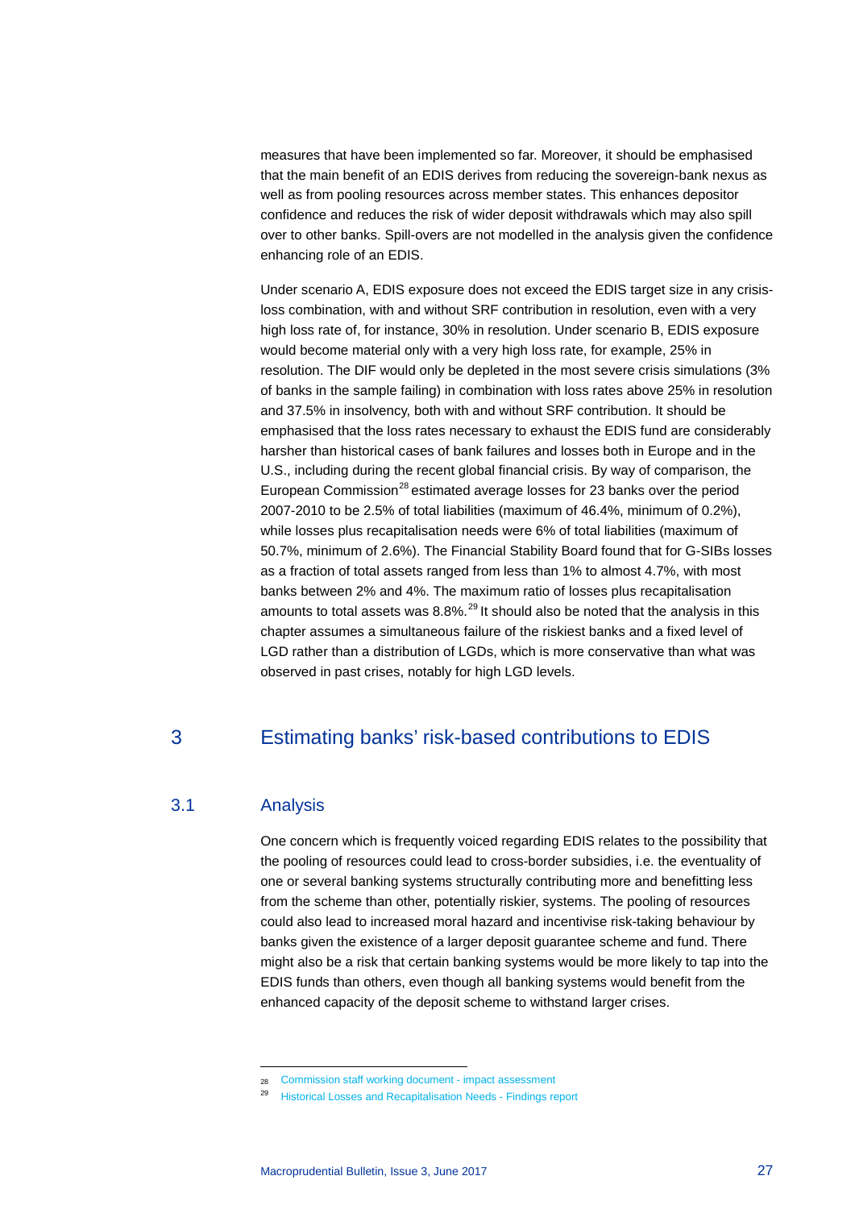measures that have been implemented so far. Moreover, it should be emphasised that the main benefit of an EDIS derives from reducing the sovereign-bank nexus as well as from pooling resources across member states. This enhances depositor confidence and reduces the risk of wider deposit withdrawals which may also spill over to other banks. Spill-overs are not modelled in the analysis given the confidence enhancing role of an EDIS.

Under scenario A, EDIS exposure does not exceed the EDIS target size in any crisis-loss combination, with and without SRF contribution in resolution, even with a very high loss rate of, for instance, 30% in resolution. Under scenario B, EDIS exposure would become material only with a very high loss rate, for example, 25% in resolution. The DIF would only be depleted in the most severe crisis simulations (3% of banks in the sample failing) in combination with loss rates above 25% in resolution and 37.5% in insolvency, both with and without SRF contribution. It should be emphasised that the loss rates necessary to exhaust the EDIS fund are considerably harsher than historical cases of bank failures and losses both in Europe and in the U.S., including during the recent global financial crisis. By way of comparison, the European Commission[28] estimated average losses for 23 banks over the period 2007-2010 to be 2.5% of total liabilities (maximum of 46.4%, minimum of 0.2%), while losses plus recapitalisation needs were 6% of total liabilities (maximum of 50.7%, minimum of 2.6%). The Financial Stability Board found that for G-SIBs losses as a fraction of total assets ranged from less than 1% to almost 4.7%, with most banks between 2% and 4%. The maximum ratio of losses plus recapitalisation amounts to total assets was 8.8%.[29] It should also be noted that the analysis in this chapter assumes a simultaneous failure of the riskiest banks and a fixed level of LGD rather than a distribution of LGDs, which is more conservative than what was observed in past crises, notably for high LGD levels.

# 3 Estimating banks' risk-based contributions to EDIS

## 3.1 Analysis

One concern which is frequently voiced regarding EDIS relates to the possibility that the pooling of resources could lead to cross-border subsidies, i.e. the eventuality of one or several banking systems structurally contributing more and benefitting less from the scheme than other, potentially riskier, systems. The pooling of resources could also lead to increased moral hazard and incentivise risk-taking behaviour by banks given the existence of a larger deposit guarantee scheme and fund. There might also be a risk that certain banking systems would be more likely to tap into the EDIS funds than others, even though all banking systems would benefit from the enhanced capacity of the deposit scheme to withstand larger crises.

---

[28] Commission staff working document - impact assessment

[29] Historical Losses and Recapitalisation Needs - Findings report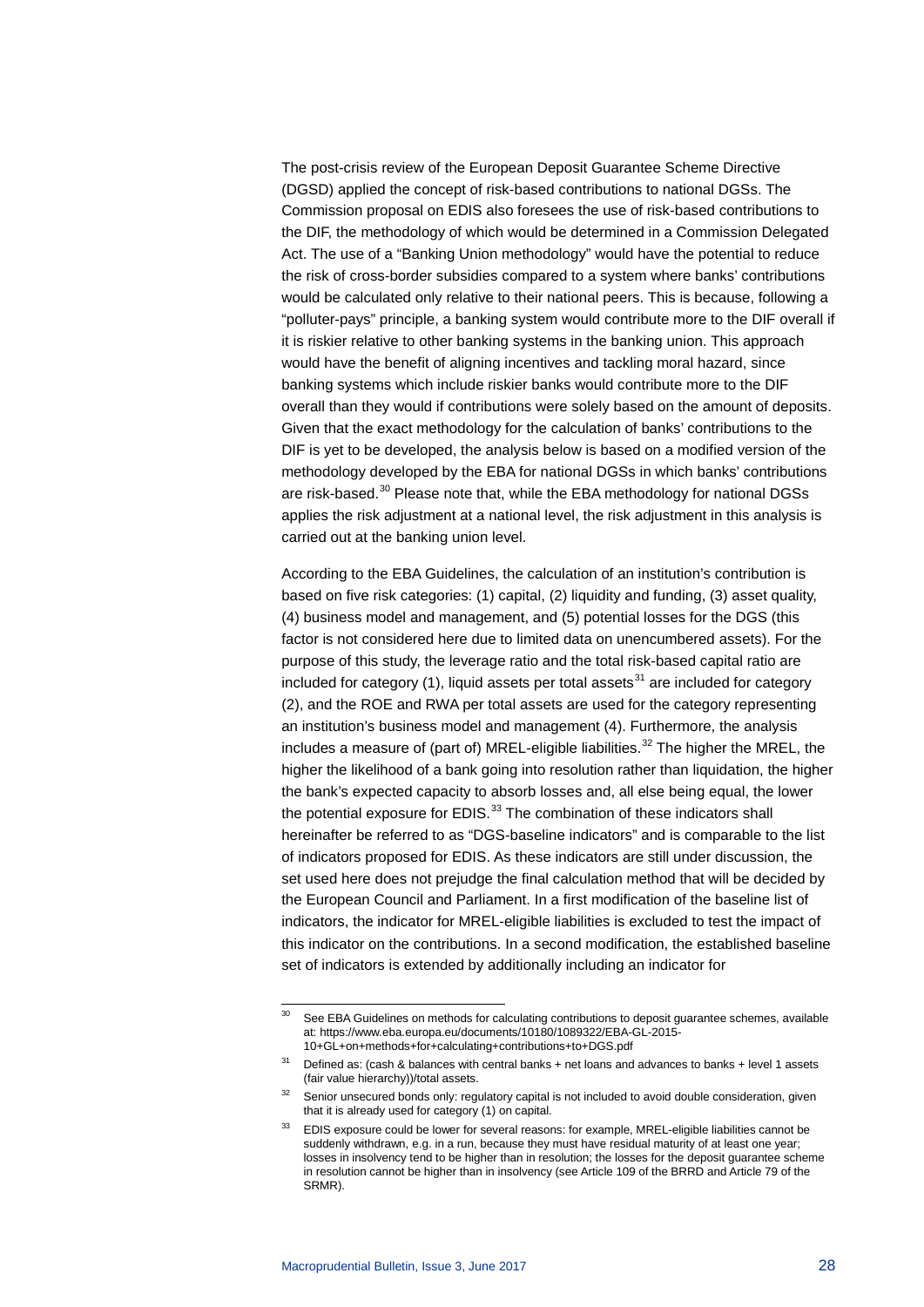The post-crisis review of the European Deposit Guarantee Scheme Directive (DGSD) applied the concept of risk-based contributions to national DGSs. The Commission proposal on EDIS also foresees the use of risk-based contributions to the DIF, the methodology of which would be determined in a Commission Delegated Act. The use of a "Banking Union methodology" would have the potential to reduce the risk of cross-border subsidies compared to a system where banks' contributions would be calculated only relative to their national peers. This is because, following a "polluter-pays" principle, a banking system would contribute more to the DIF overall if it is riskier relative to other banking systems in the banking union. This approach would have the benefit of aligning incentives and tackling moral hazard, since banking systems which include riskier banks would contribute more to the DIF overall than they would if contributions were solely based on the amount of deposits. Given that the exact methodology for the calculation of banks' contributions to the DIF is yet to be developed, the analysis below is based on a modified version of the methodology developed by the EBA for national DGSs in which banks' contributions are risk-based.[30] Please note that, while the EBA methodology for national DGSs applies the risk adjustment at a national level, the risk adjustment in this analysis is carried out at the banking union level.

According to the EBA Guidelines, the calculation of an institution's contribution is based on five risk categories: (1) capital, (2) liquidity and funding, (3) asset quality, (4) business model and management, and (5) potential losses for the DGS (this factor is not considered here due to limited data on unencumbered assets). For the purpose of this study, the leverage ratio and the total risk-based capital ratio are included for category (1), liquid assets per total assets[31] are included for category (2), and the ROE and RWA per total assets are used for the category representing an institution's business model and management (4). Furthermore, the analysis includes a measure of (part of) MREL-eligible liabilities.[32] The higher the MREL, the higher the likelihood of a bank going into resolution rather than liquidation, the higher the bank's expected capacity to absorb losses and, all else being equal, the lower the potential exposure for EDIS.[33] The combination of these indicators shall hereinafter be referred to as "DGS-baseline indicators" and is comparable to the list of indicators proposed for EDIS. As these indicators are still under discussion, the set used here does not prejudge the final calculation method that will be decided by the European Council and Parliament. In a first modification of the baseline list of indicators, the indicator for MREL-eligible liabilities is excluded to test the impact of this indicator on the contributions. In a second modification, the established baseline set of indicators is extended by additionally including an indicator for

---

[30] See EBA Guidelines on methods for calculating contributions to deposit guarantee schemes, available at: https://www.eba.europa.eu/documents/10180/1089322/EBA-GL-2015-10+GL+on+methods+for+calculating+contributions+to+DGS.pdf

[31] Defined as: (cash & balances with central banks + net loans and advances to banks + level 1 assets (fair value hierarchy))/total assets.

[32] Senior unsecured bonds only: regulatory capital is not included to avoid double consideration, given that it is already used for category (1) on capital.

[33] EDIS exposure could be lower for several reasons: for example, MREL-eligible liabilities cannot be suddenly withdrawn, e.g. in a run, because they must have residual maturity of at least one year; losses in insolvency tend to be higher than in resolution; the losses for the deposit guarantee scheme in resolution cannot be higher than in insolvency (see Article 109 of the BRRD and Article 79 of the SRMR).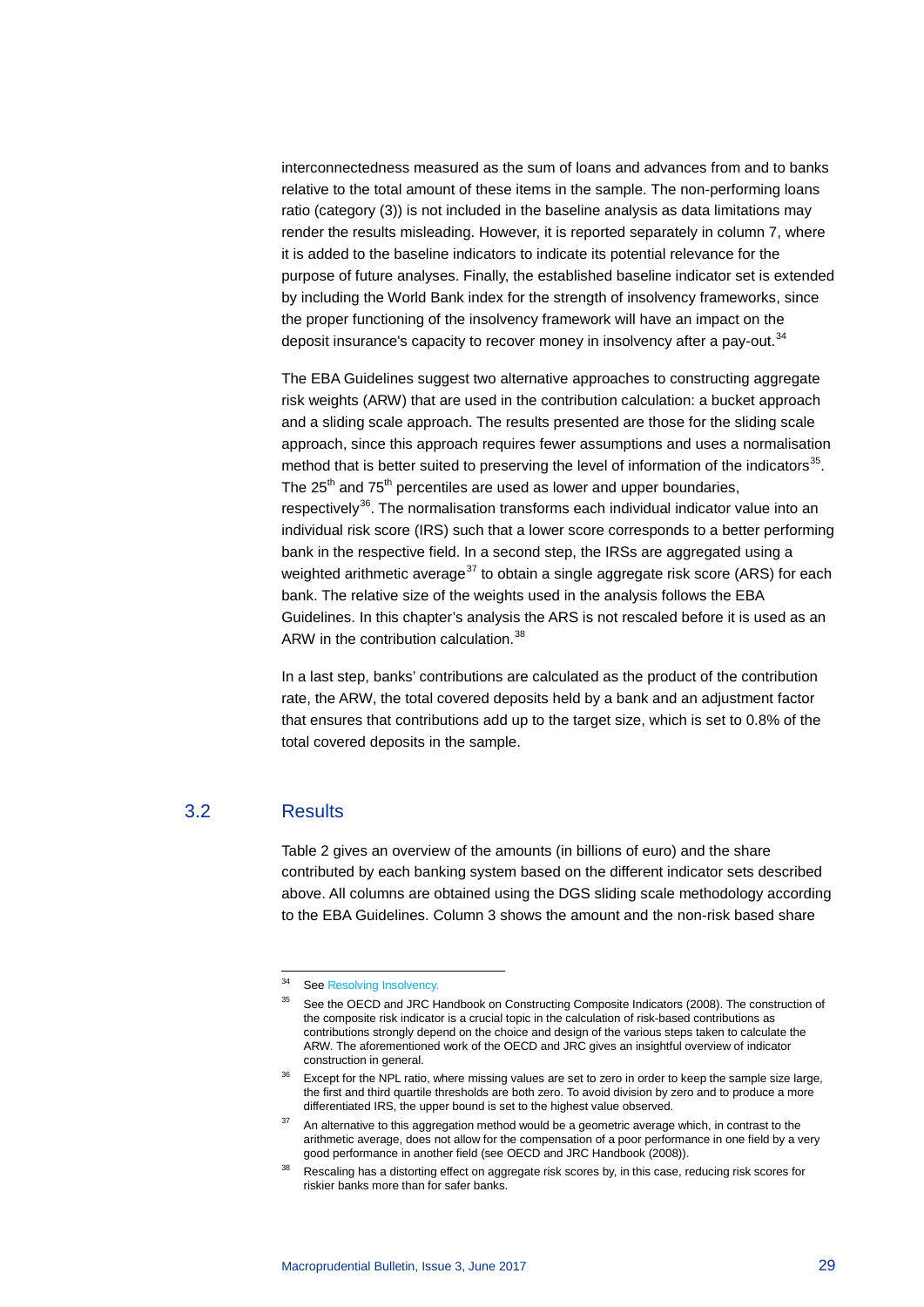interconnectedness measured as the sum of loans and advances from and to banks relative to the total amount of these items in the sample. The non-performing loans ratio (category (3)) is not included in the baseline analysis as data limitations may render the results misleading. However, it is reported separately in column 7, where it is added to the baseline indicators to indicate its potential relevance for the purpose of future analyses. Finally, the established baseline indicator set is extended by including the World Bank index for the strength of insolvency frameworks, since the proper functioning of the insolvency framework will have an impact on the deposit insurance's capacity to recover money in insolvency after a pay-out.[34]

The EBA Guidelines suggest two alternative approaches to constructing aggregate risk weights (ARW) that are used in the contribution calculation: a bucket approach and a sliding scale approach. The results presented are those for the sliding scale approach, since this approach requires fewer assumptions and uses a normalisation method that is better suited to preserving the level of information of the indicators[35]. The 25th and 75th percentiles are used as lower and upper boundaries, respectively[36]. The normalisation transforms each individual indicator value into an individual risk score (IRS) such that a lower score corresponds to a better performing bank in the respective field. In a second step, the IRSs are aggregated using a weighted arithmetic average[37] to obtain a single aggregate risk score (ARS) for each bank. The relative size of the weights used in the analysis follows the EBA Guidelines. In this chapter's analysis the ARS is not rescaled before it is used as an ARW in the contribution calculation.[38]

In a last step, banks' contributions are calculated as the product of the contribution rate, the ARW, the total covered deposits held by a bank and an adjustment factor that ensures that contributions add up to the target size, which is set to 0.8% of the total covered deposits in the sample.

## 3.2 Results

Table 2 gives an overview of the amounts (in billions of euro) and the share contributed by each banking system based on the different indicator sets described above. All columns are obtained using the DGS sliding scale methodology according to the EBA Guidelines. Column 3 shows the amount and the non-risk based share

---

[34] See Resolving Insolvency.

[35] See the OECD and JRC Handbook on Constructing Composite Indicators (2008). The construction of the composite risk indicator is a crucial topic in the calculation of risk-based contributions as contributions strongly depend on the choice and design of the various steps taken to calculate the ARW. The aforementioned work of the OECD and JRC gives an insightful overview of indicator construction in general.

[36] Except for the NPL ratio, where missing values are set to zero in order to keep the sample size large, the first and third quartile thresholds are both zero. To avoid division by zero and to produce a more differentiated IRS, the upper bound is set to the highest value observed.

[37] An alternative to this aggregation method would be a geometric average which, in contrast to the arithmetic average, does not allow for the compensation of a poor performance in one field by a very good performance in another field (see OECD and JRC Handbook (2008)).

[38] Rescaling has a distorting effect on aggregate risk scores by, in this case, reducing risk scores for riskier banks more than for safer banks.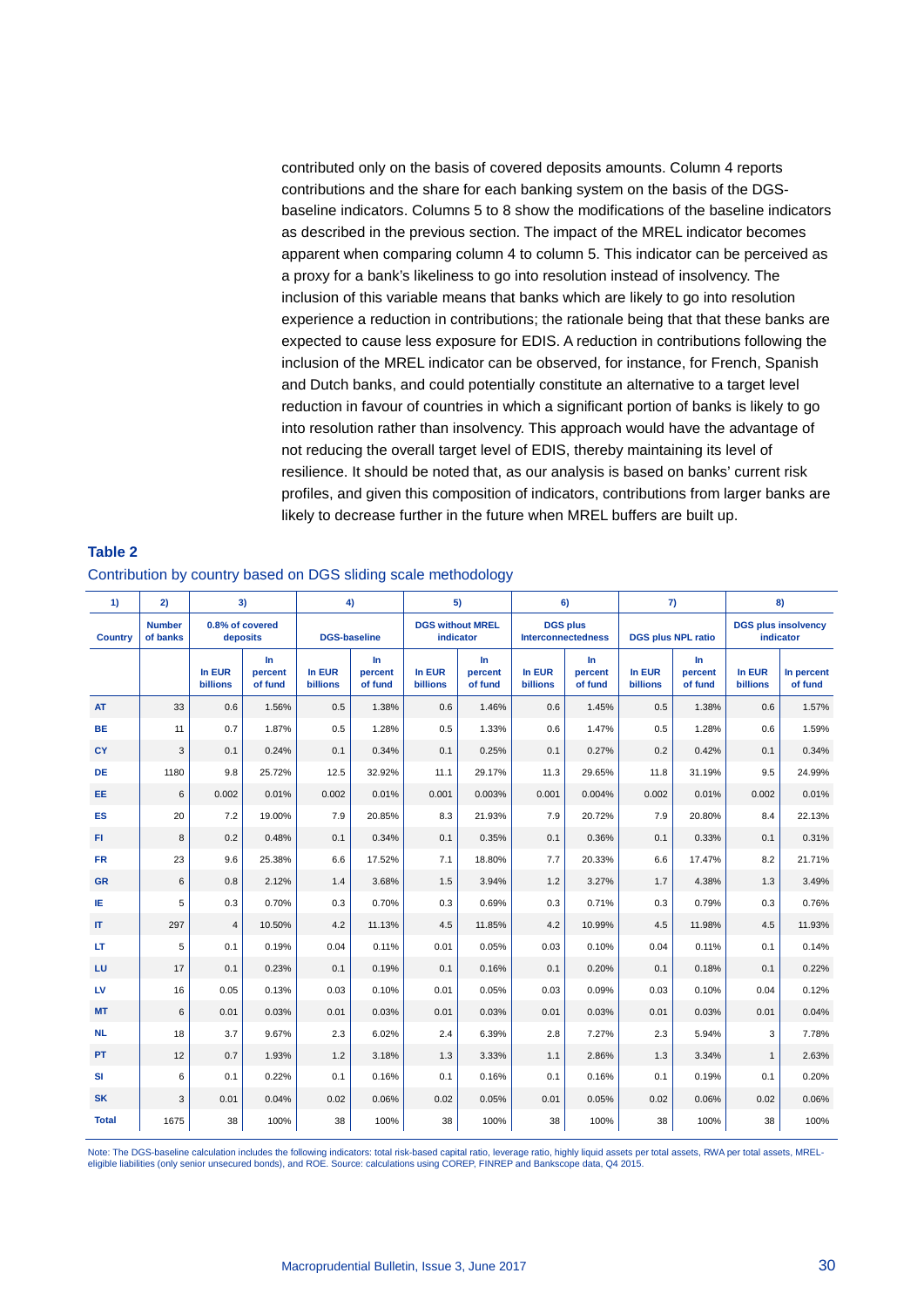contributed only on the basis of covered deposits amounts. Column 4 reports contributions and the share for each banking system on the basis of the DGS-baseline indicators. Columns 5 to 8 show the modifications of the baseline indicators as described in the previous section. The impact of the MREL indicator becomes apparent when comparing column 4 to column 5. This indicator can be perceived as a proxy for a bank's likeliness to go into resolution instead of insolvency. The inclusion of this variable means that banks which are likely to go into resolution experience a reduction in contributions; the rationale being that that these banks are expected to cause less exposure for EDIS. A reduction in contributions following the inclusion of the MREL indicator can be observed, for instance, for French, Spanish and Dutch banks, and could potentially constitute an alternative to a target level reduction in favour of countries in which a significant portion of banks is likely to go into resolution rather than insolvency. This approach would have the advantage of not reducing the overall target level of EDIS, thereby maintaining its level of resilience. It should be noted that, as our analysis is based on banks' current risk profiles, and given this composition of indicators, contributions from larger banks are likely to decrease further in the future when MREL buffers are built up.

**Table 2**

Contribution by country based on DGS sliding scale methodology

| 1) | 2) | 3) | | 4) | | 5) | | 6) | | 7) | | 8) | |
|---|---|---|---|---|---|---|---|---|---|---|---|---|---|
| Country | Number of banks | 0.8% of covered deposits | | DGS-baseline | | DGS without MREL indicator | | DGS plus Interconnectedness | | DGS plus NPL ratio | | DGS plus insolvency indicator | |
| | | In EUR billions | In percent of fund | In EUR billions | In percent of fund | In EUR billions | In percent of fund | In EUR billions | In percent of fund | In EUR billions | In percent of fund | In EUR billions | In percent of fund |
| AT | 33 | 0.6 | 1.56% | 0.5 | 1.38% | 0.6 | 1.46% | 0.6 | 1.45% | 0.5 | 1.38% | 0.6 | 1.57% |
| BE | 11 | 0.7 | 1.87% | 0.5 | 1.28% | 0.5 | 1.33% | 0.6 | 1.47% | 0.5 | 1.28% | 0.6 | 1.59% |
| CY | 3 | 0.1 | 0.24% | 0.1 | 0.34% | 0.1 | 0.25% | 0.1 | 0.27% | 0.2 | 0.42% | 0.1 | 0.34% |
| DE | 1180 | 9.8 | 25.72% | 12.5 | 32.92% | 11.1 | 29.17% | 11.3 | 29.65% | 11.8 | 31.19% | 9.5 | 24.99% |
| EE | 6 | 0.002 | 0.01% | 0.002 | 0.01% | 0.001 | 0.003% | 0.001 | 0.004% | 0.002 | 0.01% | 0.002 | 0.01% |
| ES | 20 | 7.2 | 19.00% | 7.9 | 20.85% | 8.3 | 21.93% | 7.9 | 20.72% | 7.9 | 20.80% | 8.4 | 22.13% |
| FI | 8 | 0.2 | 0.48% | 0.1 | 0.34% | 0.1 | 0.35% | 0.1 | 0.36% | 0.1 | 0.33% | 0.1 | 0.31% |
| FR | 23 | 9.6 | 25.38% | 6.6 | 17.52% | 7.1 | 18.80% | 7.7 | 20.33% | 6.6 | 17.47% | 8.2 | 21.71% |
| GR | 6 | 0.8 | 2.12% | 1.4 | 3.68% | 1.5 | 3.94% | 1.2 | 3.27% | 1.7 | 4.38% | 1.3 | 3.49% |
| IE | 5 | 0.3 | 0.70% | 0.3 | 0.70% | 0.3 | 0.69% | 0.3 | 0.71% | 0.3 | 0.79% | 0.3 | 0.76% |
| IT | 297 | 4 | 10.50% | 4.2 | 11.13% | 4.5 | 11.85% | 4.2 | 10.99% | 4.5 | 11.98% | 4.5 | 11.93% |
| LT | 5 | 0.1 | 0.19% | 0.04 | 0.11% | 0.01 | 0.05% | 0.03 | 0.10% | 0.04 | 0.11% | 0.1 | 0.14% |
| LU | 17 | 0.1 | 0.23% | 0.1 | 0.19% | 0.1 | 0.16% | 0.1 | 0.20% | 0.1 | 0.18% | 0.1 | 0.22% |
| LV | 16 | 0.05 | 0.13% | 0.03 | 0.10% | 0.01 | 0.05% | 0.03 | 0.09% | 0.03 | 0.10% | 0.04 | 0.12% |
| MT | 6 | 0.01 | 0.03% | 0.01 | 0.03% | 0.01 | 0.03% | 0.01 | 0.03% | 0.01 | 0.03% | 0.01 | 0.04% |
| NL | 18 | 3.7 | 9.67% | 2.3 | 6.02% | 2.4 | 6.39% | 2.8 | 7.27% | 2.3 | 5.94% | 3 | 7.78% |
| PT | 12 | 0.7 | 1.93% | 1.2 | 3.18% | 1.3 | 3.33% | 1.1 | 2.86% | 1.3 | 3.34% | 1 | 2.63% |
| SI | 6 | 0.1 | 0.22% | 0.1 | 0.16% | 0.1 | 0.16% | 0.1 | 0.16% | 0.1 | 0.19% | 0.1 | 0.20% |
| SK | 3 | 0.01 | 0.04% | 0.02 | 0.06% | 0.02 | 0.05% | 0.01 | 0.05% | 0.02 | 0.06% | 0.02 | 0.06% |
| Total | 1675 | 38 | 100% | 38 | 100% | 38 | 100% | 38 | 100% | 38 | 100% | 38 | 100% |

Note: The DGS-baseline calculation includes the following indicators: total risk-based capital ratio, leverage ratio, highly liquid assets per total assets, RWA per total assets, MREL-eligible liabilities (only senior unsecured bonds), and ROE. Source: calculations using COREP, FINREP and Bankscope data, Q4 2015.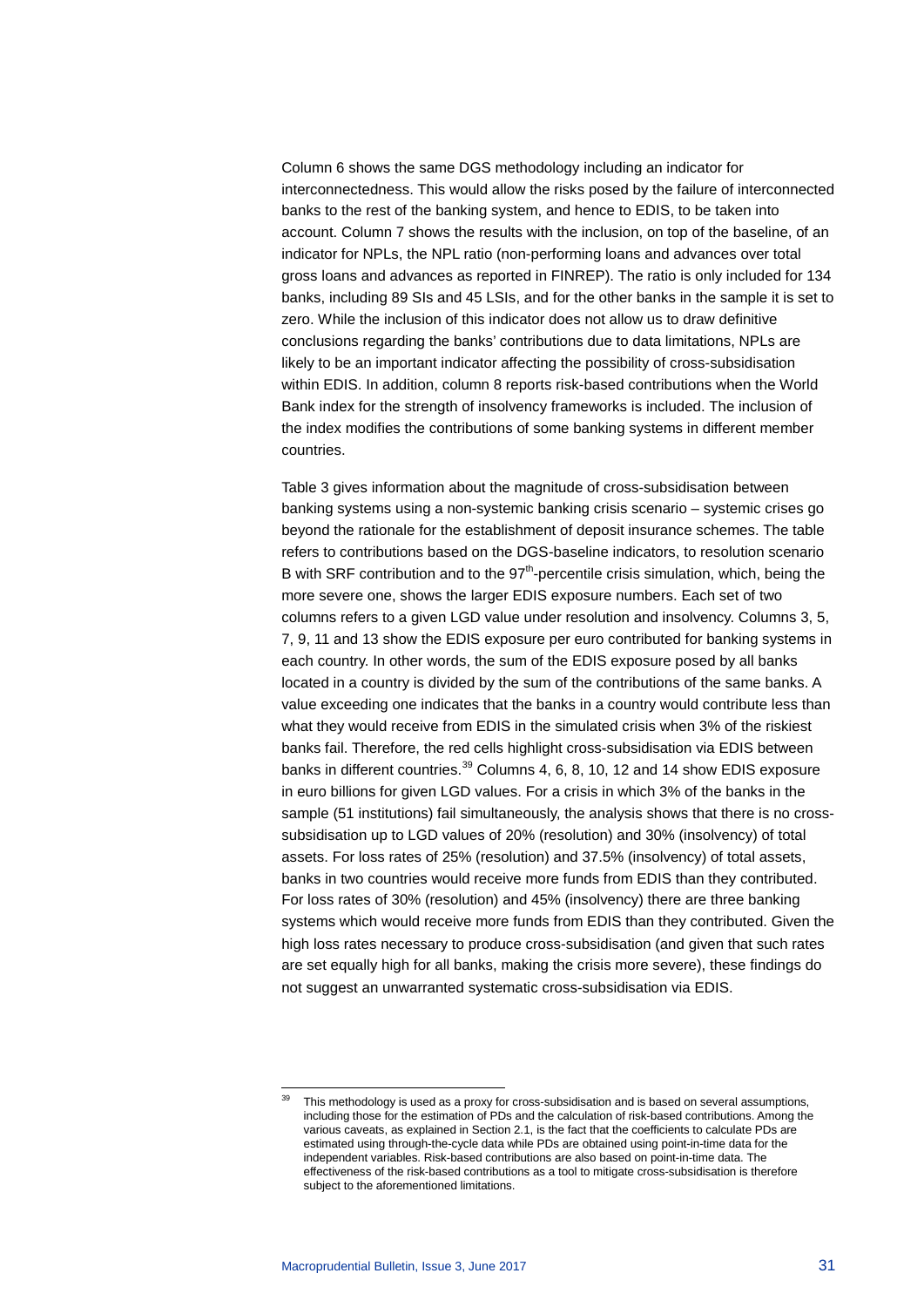Column 6 shows the same DGS methodology including an indicator for interconnectedness. This would allow the risks posed by the failure of interconnected banks to the rest of the banking system, and hence to EDIS, to be taken into account. Column 7 shows the results with the inclusion, on top of the baseline, of an indicator for NPLs, the NPL ratio (non-performing loans and advances over total gross loans and advances as reported in FINREP). The ratio is only included for 134 banks, including 89 SIs and 45 LSIs, and for the other banks in the sample it is set to zero. While the inclusion of this indicator does not allow us to draw definitive conclusions regarding the banks' contributions due to data limitations, NPLs are likely to be an important indicator affecting the possibility of cross-subsidisation within EDIS. In addition, column 8 reports risk-based contributions when the World Bank index for the strength of insolvency frameworks is included. The inclusion of the index modifies the contributions of some banking systems in different member countries.

Table 3 gives information about the magnitude of cross-subsidisation between banking systems using a non-systemic banking crisis scenario – systemic crises go beyond the rationale for the establishment of deposit insurance schemes. The table refers to contributions based on the DGS-baseline indicators, to resolution scenario B with SRF contribution and to the 97th-percentile crisis simulation, which, being the more severe one, shows the larger EDIS exposure numbers. Each set of two columns refers to a given LGD value under resolution and insolvency. Columns 3, 5, 7, 9, 11 and 13 show the EDIS exposure per euro contributed for banking systems in each country. In other words, the sum of the EDIS exposure posed by all banks located in a country is divided by the sum of the contributions of the same banks. A value exceeding one indicates that the banks in a country would contribute less than what they would receive from EDIS in the simulated crisis when 3% of the riskiest banks fail. Therefore, the red cells highlight cross-subsidisation via EDIS between banks in different countries.[39] Columns 4, 6, 8, 10, 12 and 14 show EDIS exposure in euro billions for given LGD values. For a crisis in which 3% of the banks in the sample (51 institutions) fail simultaneously, the analysis shows that there is no cross-subsidisation up to LGD values of 20% (resolution) and 30% (insolvency) of total assets. For loss rates of 25% (resolution) and 37.5% (insolvency) of total assets, banks in two countries would receive more funds from EDIS than they contributed. For loss rates of 30% (resolution) and 45% (insolvency) there are three banking systems which would receive more funds from EDIS than they contributed. Given the high loss rates necessary to produce cross-subsidisation (and given that such rates are set equally high for all banks, making the crisis more severe), these findings do not suggest an unwarranted systematic cross-subsidisation via EDIS.

---

[39] This methodology is used as a proxy for cross-subsidisation and is based on several assumptions, including those for the estimation of PDs and the calculation of risk-based contributions. Among the various caveats, as explained in Section 2.1, is the fact that the coefficients to calculate PDs are estimated using through-the-cycle data while PDs are obtained using point-in-time data for the independent variables. Risk-based contributions are also based on point-in-time data. The effectiveness of the risk-based contributions as a tool to mitigate cross-subsidisation is therefore subject to the aforementioned limitations.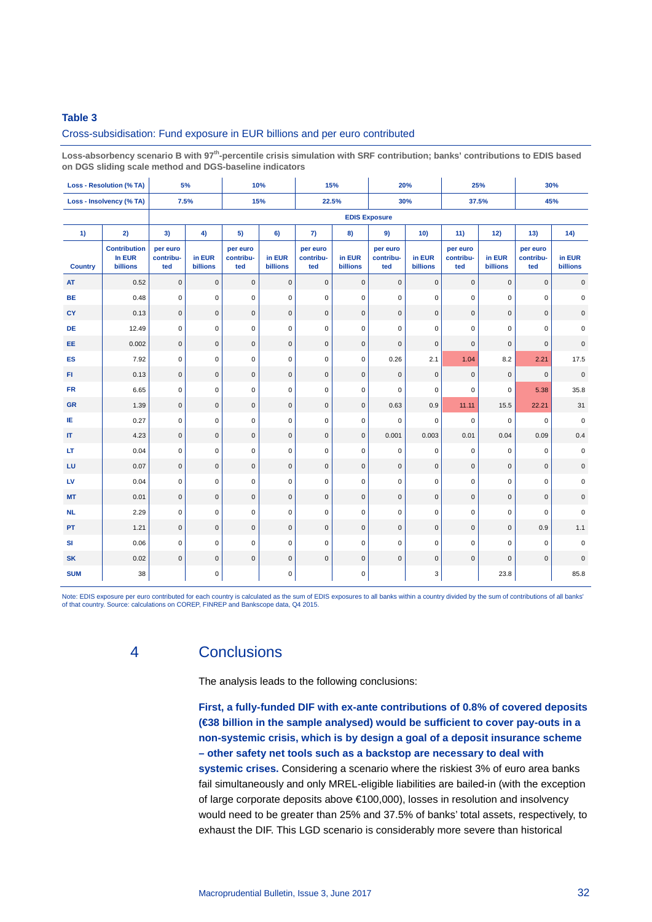### Table 3

Cross-subsidisation: Fund exposure in EUR billions and per euro contributed

**Loss-absorbency scenario B with 97th-percentile crisis simulation with SRF contribution; banks' contributions to EDIS based on DGS sliding scale method and DGS-baseline indicators**

| Loss - Resolution (% TA) | | 5% | | 10% | | 15% | | 20% | | 25% | | 30% | |
|---|---|---|---|---|---|---|---|---|---|---|---|---|---|
| **Loss - Insolvency (% TA)** | | 7.5% | | 15% | | 22.5% | | 30% | | 37.5% | | 45% | |
| | | EDIS Exposure | | | | | | | | | | | |
| 1) | 2) | 3) | 4) | 5) | 6) | 7) | 8) | 9) | 10) | 11) | 12) | 13) | 14) |
| Country | Contribution in EUR billions | per euro contributed | in EUR billions | per euro contributed | in EUR billions | per euro contributed | in EUR billions | per euro contributed | in EUR billions | per euro contributed | in EUR billions | per euro contributed | in EUR billions |
| AT | 0.52 | 0 | 0 | 0 | 0 | 0 | 0 | 0 | 0 | 0 | 0 | 0 | 0 |
| BE | 0.48 | 0 | 0 | 0 | 0 | 0 | 0 | 0 | 0 | 0 | 0 | 0 | 0 |
| CY | 0.13 | 0 | 0 | 0 | 0 | 0 | 0 | 0 | 0 | 0 | 0 | 0 | 0 |
| DE | 12.49 | 0 | 0 | 0 | 0 | 0 | 0 | 0 | 0 | 0 | 0 | 0 | 0 |
| EE | 0.002 | 0 | 0 | 0 | 0 | 0 | 0 | 0 | 0 | 0 | 0 | 0 | 0 |
| ES | 7.92 | 0 | 0 | 0 | 0 | 0 | 0 | 0.26 | 2.1 | 1.04 | 8.2 | 2.21 | 17.5 |
| FI | 0.13 | 0 | 0 | 0 | 0 | 0 | 0 | 0 | 0 | 0 | 0 | 0 | 0 |
| FR | 6.65 | 0 | 0 | 0 | 0 | 0 | 0 | 0 | 0 | 0 | 0 | 5.38 | 35.8 |
| GR | 1.39 | 0 | 0 | 0 | 0 | 0 | 0 | 0.63 | 0.9 | 11.11 | 15.5 | 22.21 | 31 |
| IE | 0.27 | 0 | 0 | 0 | 0 | 0 | 0 | 0 | 0 | 0 | 0 | 0 | 0 |
| IT | 4.23 | 0 | 0 | 0 | 0 | 0 | 0 | 0.001 | 0.003 | 0.01 | 0.04 | 0.09 | 0.4 |
| LT | 0.04 | 0 | 0 | 0 | 0 | 0 | 0 | 0 | 0 | 0 | 0 | 0 | 0 |
| LU | 0.07 | 0 | 0 | 0 | 0 | 0 | 0 | 0 | 0 | 0 | 0 | 0 | 0 |
| LV | 0.04 | 0 | 0 | 0 | 0 | 0 | 0 | 0 | 0 | 0 | 0 | 0 | 0 |
| MT | 0.01 | 0 | 0 | 0 | 0 | 0 | 0 | 0 | 0 | 0 | 0 | 0 | 0 |
| NL | 2.29 | 0 | 0 | 0 | 0 | 0 | 0 | 0 | 0 | 0 | 0 | 0 | 0 |
| PT | 1.21 | 0 | 0 | 0 | 0 | 0 | 0 | 0 | 0 | 0 | 0 | 0.9 | 1.1 |
| SI | 0.06 | 0 | 0 | 0 | 0 | 0 | 0 | 0 | 0 | 0 | 0 | 0 | 0 |
| SK | 0.02 | 0 | 0 | 0 | 0 | 0 | 0 | 0 | 0 | 0 | 0 | 0 | 0 |
| SUM | 38 | | 0 | | 0 | | 0 | | 3 | | 23.8 | | 85.8 |

Note: EDIS exposure per euro contributed for each country is calculated as the sum of EDIS exposures to all banks within a country divided by the sum of contributions of all banks' of that country. Source: calculations on COREP, FINREP and Bankscope data, Q4 2015.

## 4 Conclusions

The analysis leads to the following conclusions:

**First, a fully-funded DIF with ex-ante contributions of 0.8% of covered deposits (€38 billion in the sample analysed) would be sufficient to cover pay-outs in a non-systemic crisis, which is by design a goal of a deposit insurance scheme – other safety net tools such as a backstop are necessary to deal with systemic crises.** Considering a scenario where the riskiest 3% of euro area banks fail simultaneously and only MREL-eligible liabilities are bailed-in (with the exception of large corporate deposits above €100,000), losses in resolution and insolvency would need to be greater than 25% and 37.5% of banks' total assets, respectively, to exhaust the DIF. This LGD scenario is considerably more severe than historical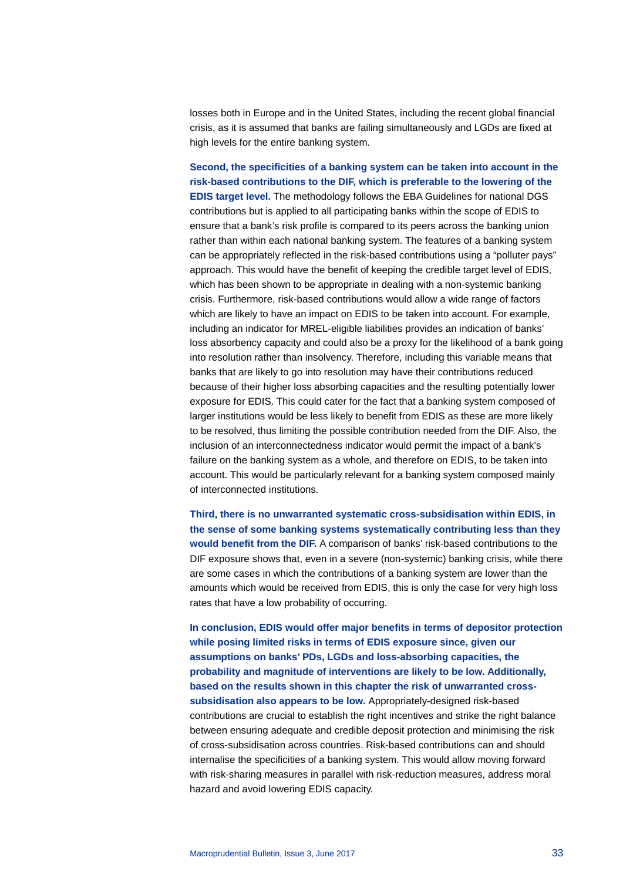losses both in Europe and in the United States, including the recent global financial crisis, as it is assumed that banks are failing simultaneously and LGDs are fixed at high levels for the entire banking system.

**Second, the specificities of a banking system can be taken into account in the risk-based contributions to the DIF, which is preferable to the lowering of the EDIS target level.** The methodology follows the EBA Guidelines for national DGS contributions but is applied to all participating banks within the scope of EDIS to ensure that a bank's risk profile is compared to its peers across the banking union rather than within each national banking system. The features of a banking system can be appropriately reflected in the risk-based contributions using a "polluter pays" approach. This would have the benefit of keeping the credible target level of EDIS, which has been shown to be appropriate in dealing with a non-systemic banking crisis. Furthermore, risk-based contributions would allow a wide range of factors which are likely to have an impact on EDIS to be taken into account. For example, including an indicator for MREL-eligible liabilities provides an indication of banks' loss absorbency capacity and could also be a proxy for the likelihood of a bank going into resolution rather than insolvency. Therefore, including this variable means that banks that are likely to go into resolution may have their contributions reduced because of their higher loss absorbing capacities and the resulting potentially lower exposure for EDIS. This could cater for the fact that a banking system composed of larger institutions would be less likely to benefit from EDIS as these are more likely to be resolved, thus limiting the possible contribution needed from the DIF. Also, the inclusion of an interconnectedness indicator would permit the impact of a bank's failure on the banking system as a whole, and therefore on EDIS, to be taken into account. This would be particularly relevant for a banking system composed mainly of interconnected institutions.

**Third, there is no unwarranted systematic cross-subsidisation within EDIS, in the sense of some banking systems systematically contributing less than they would benefit from the DIF.** A comparison of banks' risk-based contributions to the DIF exposure shows that, even in a severe (non-systemic) banking crisis, while there are some cases in which the contributions of a banking system are lower than the amounts which would be received from EDIS, this is only the case for very high loss rates that have a low probability of occurring.

**In conclusion, EDIS would offer major benefits in terms of depositor protection while posing limited risks in terms of EDIS exposure since, given our assumptions on banks' PDs, LGDs and loss-absorbing capacities, the probability and magnitude of interventions are likely to be low. Additionally, based on the results shown in this chapter the risk of unwarranted cross-subsidisation also appears to be low.** Appropriately-designed risk-based contributions are crucial to establish the right incentives and strike the right balance between ensuring adequate and credible deposit protection and minimising the risk of cross-subsidisation across countries. Risk-based contributions can and should internalise the specificities of a banking system. This would allow moving forward with risk-sharing measures in parallel with risk-reduction measures, address moral hazard and avoid lowering EDIS capacity.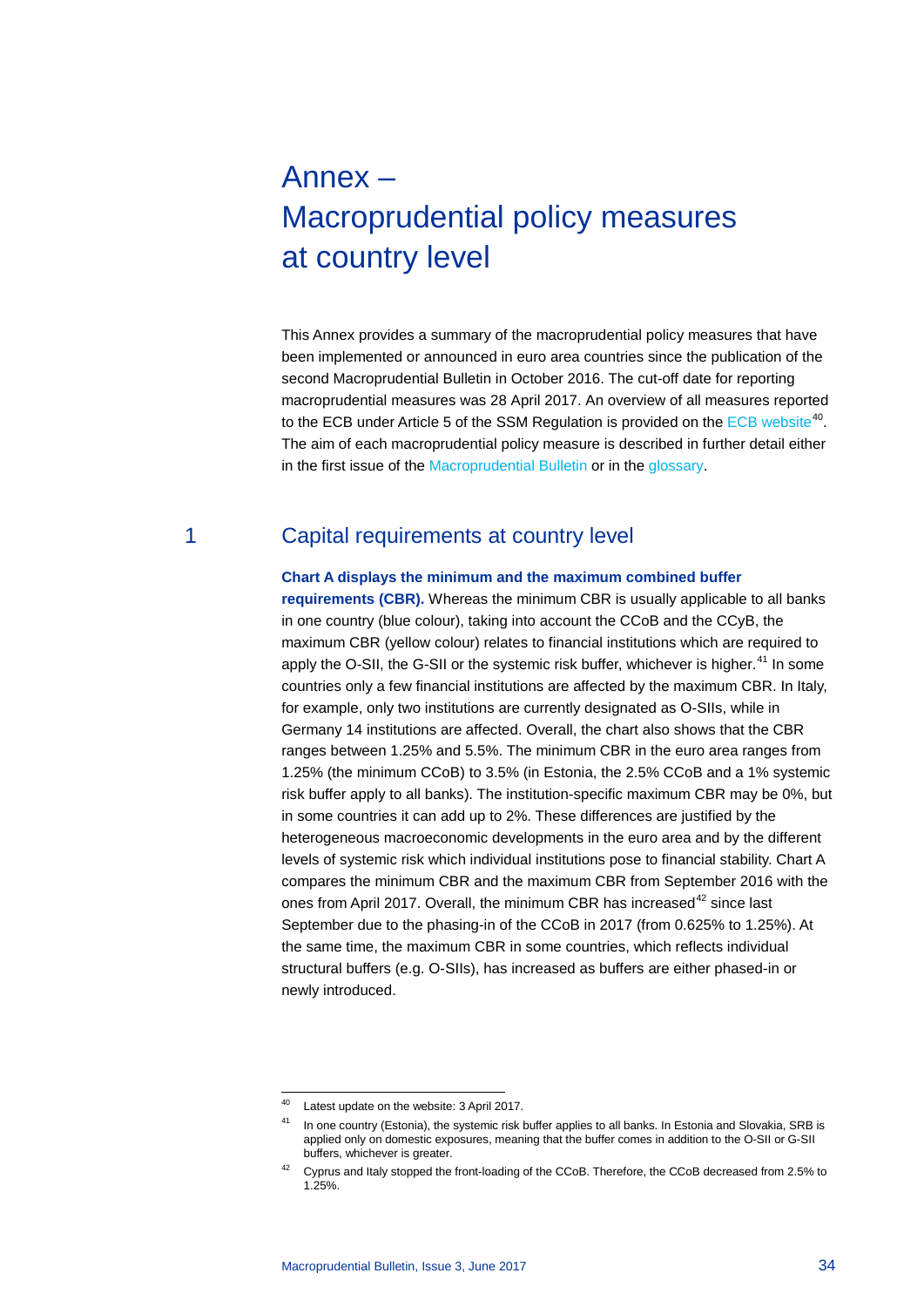# Annex – Macroprudential policy measures at country level

This Annex provides a summary of the macroprudential policy measures that have been implemented or announced in euro area countries since the publication of the second Macroprudential Bulletin in October 2016. The cut-off date for reporting macroprudential measures was 28 April 2017. An overview of all measures reported to the ECB under Article 5 of the SSM Regulation is provided on the ECB website[40]. The aim of each macroprudential policy measure is described in further detail either in the first issue of the Macroprudential Bulletin or in the glossary.

## 1 Capital requirements at country level

**Chart A displays the minimum and the maximum combined buffer requirements (CBR).** Whereas the minimum CBR is usually applicable to all banks in one country (blue colour), taking into account the CCoB and the CCyB, the maximum CBR (yellow colour) relates to financial institutions which are required to apply the O-SII, the G-SII or the systemic risk buffer, whichever is higher.[41] In some countries only a few financial institutions are affected by the maximum CBR. In Italy, for example, only two institutions are currently designated as O-SIIs, while in Germany 14 institutions are affected. Overall, the chart also shows that the CBR ranges between 1.25% and 5.5%. The minimum CBR in the euro area ranges from 1.25% (the minimum CCoB) to 3.5% (in Estonia, the 2.5% CCoB and a 1% systemic risk buffer apply to all banks). The institution-specific maximum CBR may be 0%, but in some countries it can add up to 2%. These differences are justified by the heterogeneous macroeconomic developments in the euro area and by the different levels of systemic risk which individual institutions pose to financial stability. Chart A compares the minimum CBR and the maximum CBR from September 2016 with the ones from April 2017. Overall, the minimum CBR has increased[42] since last September due to the phasing-in of the CCoB in 2017 (from 0.625% to 1.25%). At the same time, the maximum CBR in some countries, which reflects individual structural buffers (e.g. O-SIIs), has increased as buffers are either phased-in or newly introduced.

---

[40] Latest update on the website: 3 April 2017.

[41] In one country (Estonia), the systemic risk buffer applies to all banks. In Estonia and Slovakia, SRB is applied only on domestic exposures, meaning that the buffer comes in addition to the O-SII or G-SII buffers, whichever is greater.

[42] Cyprus and Italy stopped the front-loading of the CCoB. Therefore, the CCoB decreased from 2.5% to 1.25%.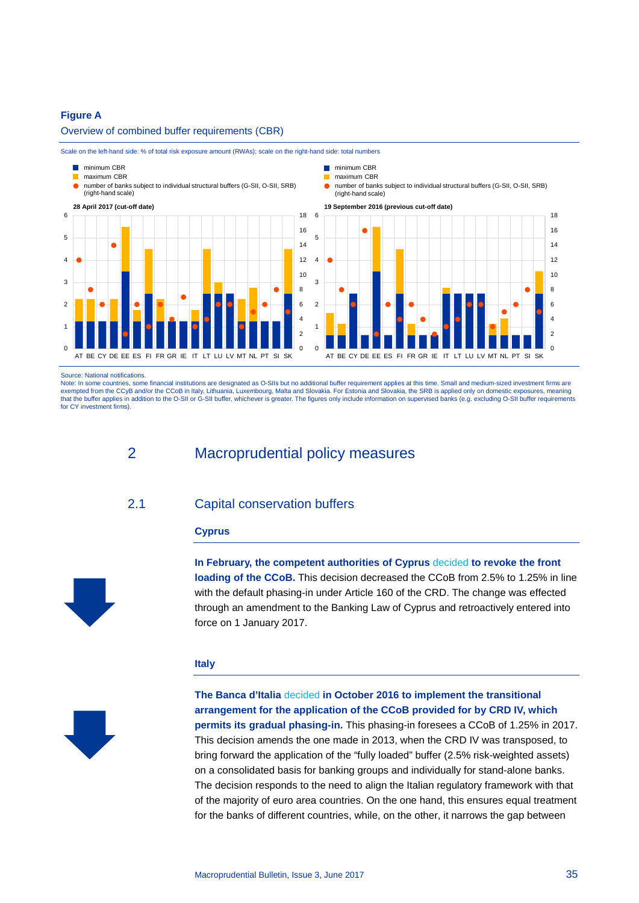**Figure A**

Overview of combined buffer requirements (CBR)

Scale on the left-hand side: % of total risk exposure amount (RWAs); scale on the right-hand side: total numbers

- minimum CBR
- maximum CBR
- number of banks subject to individual structural buffers (G-SII, O-SII, SRB) (right-hand scale)

28 April 2017 (cut-off date)

19 September 2016 (previous cut-off date)

Source: National notifications.
Note: In some countries, some financial institutions are designated as O-SIIs but no additional buffer requirement applies at this time. Small and medium-sized investment firms are exempted from the CCyB and/or the CCoB in Italy, Lithuania, Luxembourg, Malta and Slovakia. For Estonia and Slovakia, the SRB is applied only on domestic exposures, meaning that the buffer applies in addition to the O-SII or G-SII buffer, whichever is greater. The figures only include information on supervised banks (e.g. excluding O-SII buffer requirements for CY investment firms).

# 2 Macroprudential policy measures

## 2.1 Capital conservation buffers

### Cyprus

**In February, the competent authorities of Cyprus** decided **to revoke the front loading of the CCoB.** This decision decreased the CCoB from 2.5% to 1.25% in line with the default phasing-in under Article 160 of the CRD. The change was effected through an amendment to the Banking Law of Cyprus and retroactively entered into force on 1 January 2017.

### Italy

**The Banca d'Italia** decided **in October 2016 to implement the transitional arrangement for the application of the CCoB provided for by CRD IV, which permits its gradual phasing-in.** This phasing-in foresees a CCoB of 1.25% in 2017. This decision amends the one made in 2013, when the CRD IV was transposed, to bring forward the application of the "fully loaded" buffer (2.5% risk-weighted assets) on a consolidated basis for banking groups and individually for stand-alone banks. The decision responds to the need to align the Italian regulatory framework with that of the majority of euro area countries. On the one hand, this ensures equal treatment for the banks of different countries, while, on the other, it narrows the gap between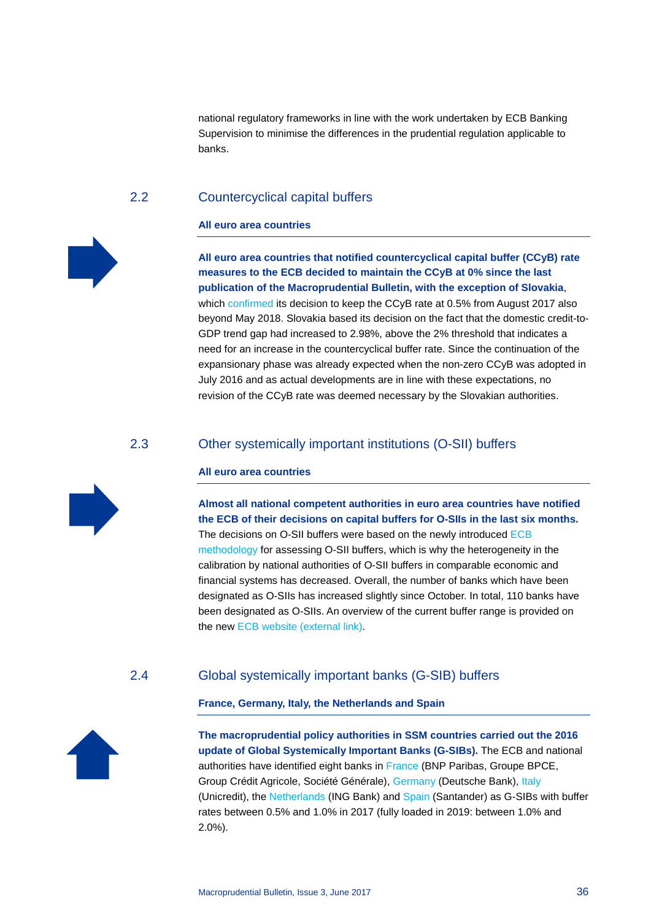national regulatory frameworks in line with the work undertaken by ECB Banking Supervision to minimise the differences in the prudential regulation applicable to banks.

## 2.2 Countercyclical capital buffers

**All euro area countries**

**All euro area countries that notified countercyclical capital buffer (CCyB) rate measures to the ECB decided to maintain the CCyB at 0% since the last publication of the Macroprudential Bulletin, with the exception of Slovakia**, which confirmed its decision to keep the CCyB rate at 0.5% from August 2017 also beyond May 2018. Slovakia based its decision on the fact that the domestic credit-to-GDP trend gap had increased to 2.98%, above the 2% threshold that indicates a need for an increase in the countercyclical buffer rate. Since the continuation of the expansionary phase was already expected when the non-zero CCyB was adopted in July 2016 and as actual developments are in line with these expectations, no revision of the CCyB rate was deemed necessary by the Slovakian authorities.

## 2.3 Other systemically important institutions (O-SII) buffers

**All euro area countries**

**Almost all national competent authorities in euro area countries have notified the ECB of their decisions on capital buffers for O-SIIs in the last six months.** The decisions on O-SII buffers were based on the newly introduced ECB methodology for assessing O-SII buffers, which is why the heterogeneity in the calibration by national authorities of O-SII buffers in comparable economic and financial systems has decreased. Overall, the number of banks which have been designated as O-SIIs has increased slightly since October. In total, 110 banks have been designated as O-SIIs. An overview of the current buffer range is provided on the new ECB website (external link).

## 2.4 Global systemically important banks (G-SIB) buffers

**France, Germany, Italy, the Netherlands and Spain**

**The macroprudential policy authorities in SSM countries carried out the 2016 update of Global Systemically Important Banks (G-SIBs).** The ECB and national authorities have identified eight banks in France (BNP Paribas, Groupe BPCE, Group Crédit Agricole, Société Générale), Germany (Deutsche Bank), Italy (Unicredit), the Netherlands (ING Bank) and Spain (Santander) as G-SIBs with buffer rates between 0.5% and 1.0% in 2017 (fully loaded in 2019: between 1.0% and 2.0%).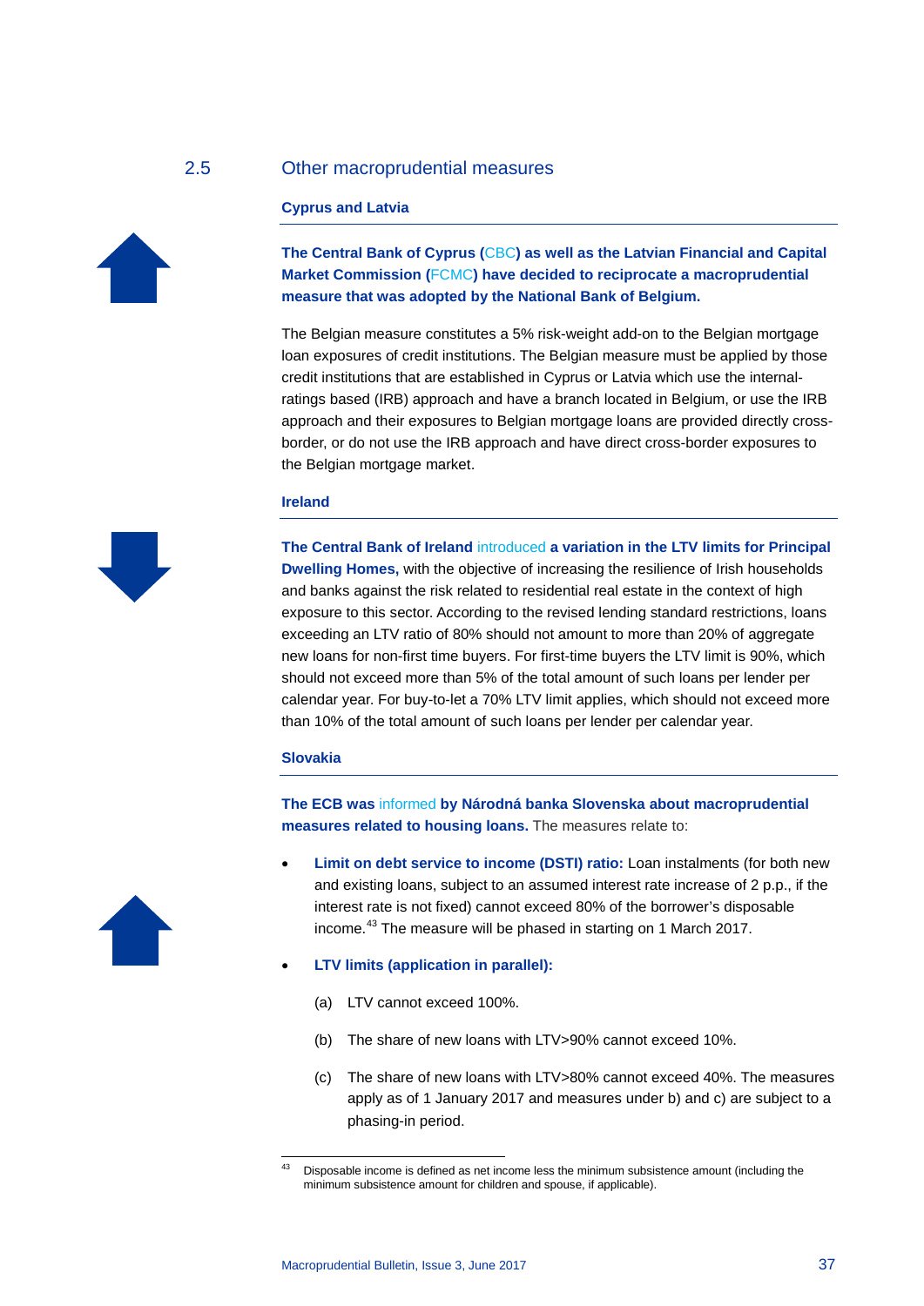## 2.5 Other macroprudential measures

### Cyprus and Latvia

**The Central Bank of Cyprus (CBC) as well as the Latvian Financial and Capital Market Commission (FCMC) have decided to reciprocate a macroprudential measure that was adopted by the National Bank of Belgium.**

The Belgian measure constitutes a 5% risk-weight add-on to the Belgian mortgage loan exposures of credit institutions. The Belgian measure must be applied by those credit institutions that are established in Cyprus or Latvia which use the internal-ratings based (IRB) approach and have a branch located in Belgium, or use the IRB approach and their exposures to Belgian mortgage loans are provided directly cross-border, or do not use the IRB approach and have direct cross-border exposures to the Belgian mortgage market.

### Ireland

**The Central Bank of Ireland introduced a variation in the LTV limits for Principal Dwelling Homes,** with the objective of increasing the resilience of Irish households and banks against the risk related to residential real estate in the context of high exposure to this sector. According to the revised lending standard restrictions, loans exceeding an LTV ratio of 80% should not amount to more than 20% of aggregate new loans for non-first time buyers. For first-time buyers the LTV limit is 90%, which should not exceed more than 5% of the total amount of such loans per lender per calendar year. For buy-to-let a 70% LTV limit applies, which should not exceed more than 10% of the total amount of such loans per lender per calendar year.

### Slovakia

**The ECB was informed by Národná banka Slovenska about macroprudential measures related to housing loans.** The measures relate to:

- **Limit on debt service to income (DSTI) ratio:** Loan instalments (for both new and existing loans, subject to an assumed interest rate increase of 2 p.p., if the interest rate is not fixed) cannot exceed 80% of the borrower's disposable income.[43] The measure will be phased in starting on 1 March 2017.
- **LTV limits (application in parallel):**
  - (a) LTV cannot exceed 100%.
  - (b) The share of new loans with LTV>90% cannot exceed 10%.
  - (c) The share of new loans with LTV>80% cannot exceed 40%. The measures apply as of 1 January 2017 and measures under b) and c) are subject to a phasing-in period.

---

[43] Disposable income is defined as net income less the minimum subsistence amount (including the minimum subsistence amount for children and spouse, if applicable).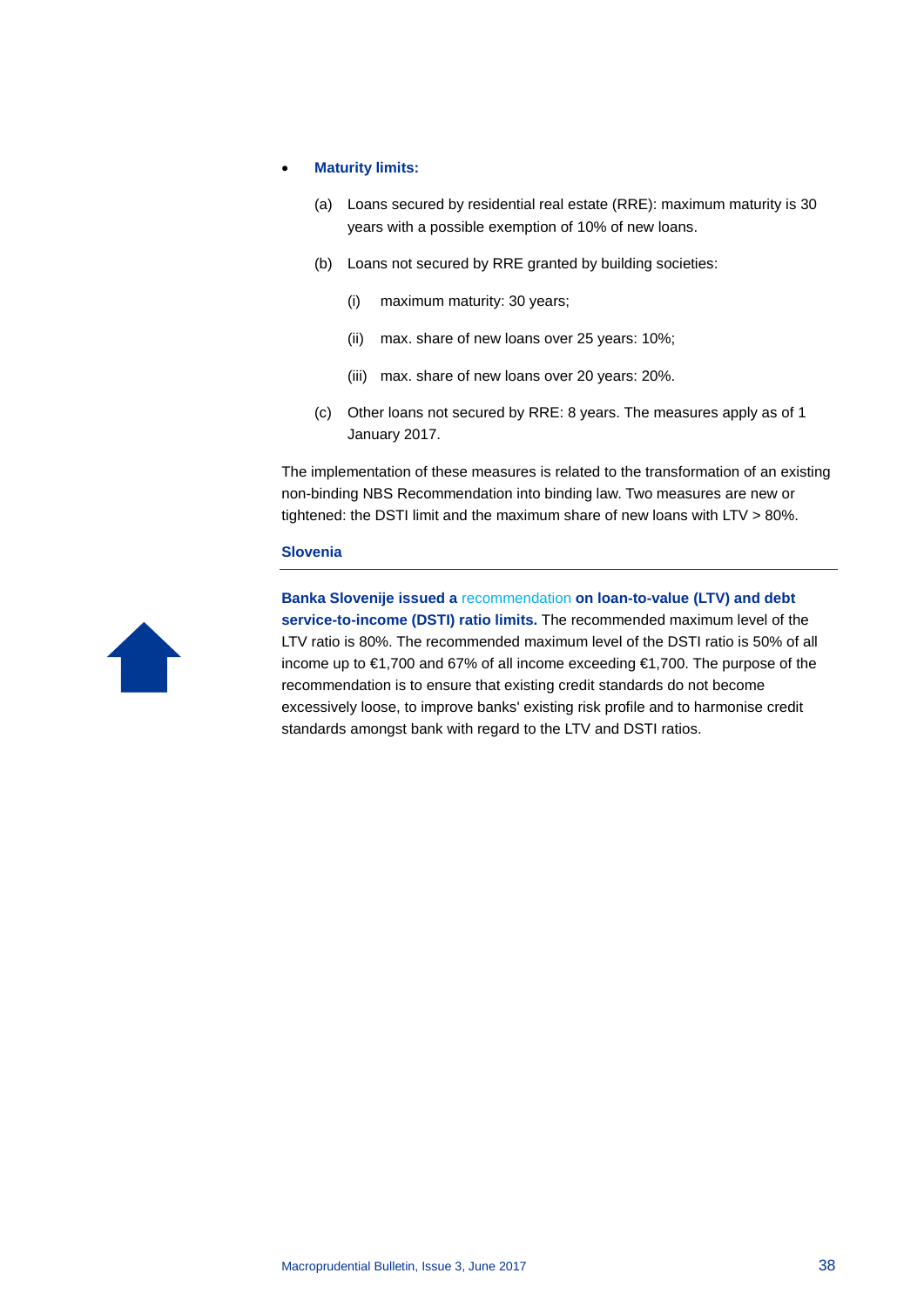- **Maturity limits:**

  (a) Loans secured by residential real estate (RRE): maximum maturity is 30 years with a possible exemption of 10% of new loans.

  (b) Loans not secured by RRE granted by building societies:

    (i) maximum maturity: 30 years;

    (ii) max. share of new loans over 25 years: 10%;

    (iii) max. share of new loans over 20 years: 20%.

  (c) Other loans not secured by RRE: 8 years. The measures apply as of 1 January 2017.

The implementation of these measures is related to the transformation of an existing non-binding NBS Recommendation into binding law. Two measures are new or tightened: the DSTI limit and the maximum share of new loans with LTV > 80%.

### Slovenia

**Banka Slovenije issued a** recommendation **on loan-to-value (LTV) and debt service-to-income (DSTI) ratio limits.** The recommended maximum level of the LTV ratio is 80%. The recommended maximum level of the DSTI ratio is 50% of all income up to €1,700 and 67% of all income exceeding €1,700. The purpose of the recommendation is to ensure that existing credit standards do not become excessively loose, to improve banks' existing risk profile and to harmonise credit standards amongst bank with regard to the LTV and DSTI ratios.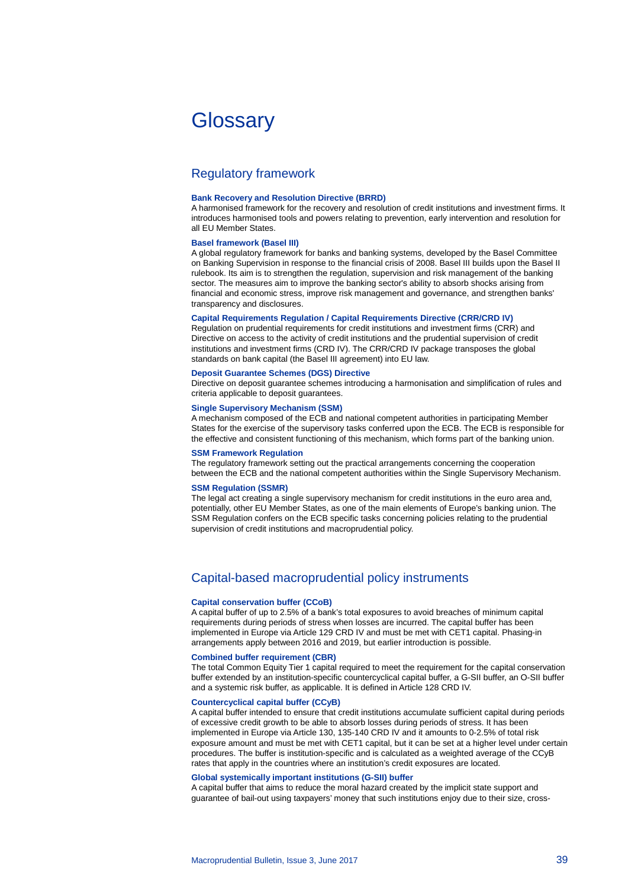# Glossary

## Regulatory framework

### Bank Recovery and Resolution Directive (BRRD)

A harmonised framework for the recovery and resolution of credit institutions and investment firms. It introduces harmonised tools and powers relating to prevention, early intervention and resolution for all EU Member States.

### Basel framework (Basel III)

A global regulatory framework for banks and banking systems, developed by the Basel Committee on Banking Supervision in response to the financial crisis of 2008. Basel III builds upon the Basel II rulebook. Its aim is to strengthen the regulation, supervision and risk management of the banking sector. The measures aim to improve the banking sector's ability to absorb shocks arising from financial and economic stress, improve risk management and governance, and strengthen banks' transparency and disclosures.

### Capital Requirements Regulation / Capital Requirements Directive (CRR/CRD IV)

Regulation on prudential requirements for credit institutions and investment firms (CRR) and Directive on access to the activity of credit institutions and the prudential supervision of credit institutions and investment firms (CRD IV). The CRR/CRD IV package transposes the global standards on bank capital (the Basel III agreement) into EU law.

### Deposit Guarantee Schemes (DGS) Directive

Directive on deposit guarantee schemes introducing a harmonisation and simplification of rules and criteria applicable to deposit guarantees.

### Single Supervisory Mechanism (SSM)

A mechanism composed of the ECB and national competent authorities in participating Member States for the exercise of the supervisory tasks conferred upon the ECB. The ECB is responsible for the effective and consistent functioning of this mechanism, which forms part of the banking union.

### SSM Framework Regulation

The regulatory framework setting out the practical arrangements concerning the cooperation between the ECB and the national competent authorities within the Single Supervisory Mechanism.

### SSM Regulation (SSMR)

The legal act creating a single supervisory mechanism for credit institutions in the euro area and, potentially, other EU Member States, as one of the main elements of Europe's banking union. The SSM Regulation confers on the ECB specific tasks concerning policies relating to the prudential supervision of credit institutions and macroprudential policy.

## Capital-based macroprudential policy instruments

### Capital conservation buffer (CCoB)

A capital buffer of up to 2.5% of a bank's total exposures to avoid breaches of minimum capital requirements during periods of stress when losses are incurred. The capital buffer has been implemented in Europe via Article 129 CRD IV and must be met with CET1 capital. Phasing-in arrangements apply between 2016 and 2019, but earlier introduction is possible.

### Combined buffer requirement (CBR)

The total Common Equity Tier 1 capital required to meet the requirement for the capital conservation buffer extended by an institution-specific countercyclical capital buffer, a G-SII buffer, an O-SII buffer and a systemic risk buffer, as applicable. It is defined in Article 128 CRD IV.

### Countercyclical capital buffer (CCyB)

A capital buffer intended to ensure that credit institutions accumulate sufficient capital during periods of excessive credit growth to be able to absorb losses during periods of stress. It has been implemented in Europe via Article 130, 135-140 CRD IV and it amounts to 0-2.5% of total risk exposure amount and must be met with CET1 capital, but it can be set at a higher level under certain procedures. The buffer is institution-specific and is calculated as a weighted average of the CCyB rates that apply in the countries where an institution's credit exposures are located.

### Global systemically important institutions (G-SII) buffer

A capital buffer that aims to reduce the moral hazard created by the implicit state support and guarantee of bail-out using taxpayers' money that such institutions enjoy due to their size, cross-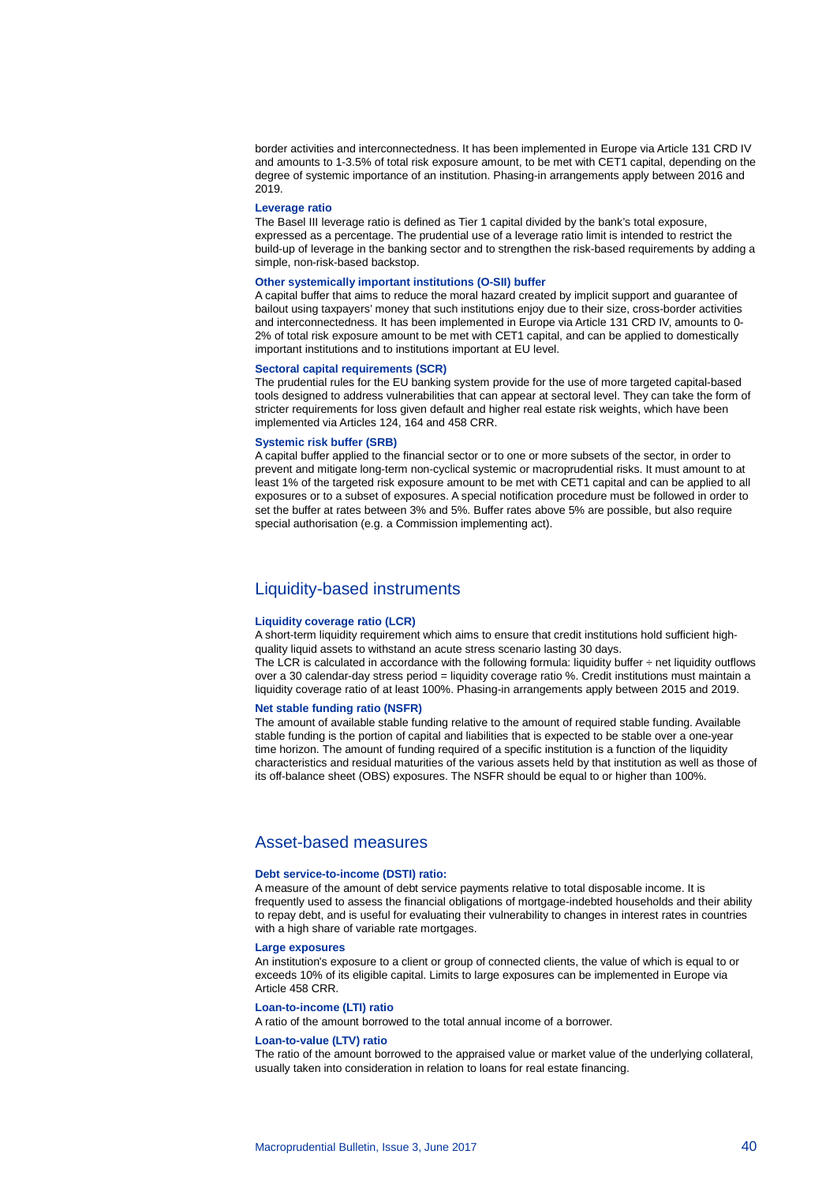border activities and interconnectedness. It has been implemented in Europe via Article 131 CRD IV and amounts to 1-3.5% of total risk exposure amount, to be met with CET1 capital, depending on the degree of systemic importance of an institution. Phasing-in arrangements apply between 2016 and 2019.

**Leverage ratio**

The Basel III leverage ratio is defined as Tier 1 capital divided by the bank's total exposure, expressed as a percentage. The prudential use of a leverage ratio limit is intended to restrict the build-up of leverage in the banking sector and to strengthen the risk-based requirements by adding a simple, non-risk-based backstop.

**Other systemically important institutions (O-SII) buffer**

A capital buffer that aims to reduce the moral hazard created by implicit support and guarantee of bailout using taxpayers' money that such institutions enjoy due to their size, cross-border activities and interconnectedness. It has been implemented in Europe via Article 131 CRD IV, amounts to 0-2% of total risk exposure amount to be met with CET1 capital, and can be applied to domestically important institutions and to institutions important at EU level.

**Sectoral capital requirements (SCR)**

The prudential rules for the EU banking system provide for the use of more targeted capital-based tools designed to address vulnerabilities that can appear at sectoral level. They can take the form of stricter requirements for loss given default and higher real estate risk weights, which have been implemented via Articles 124, 164 and 458 CRR.

**Systemic risk buffer (SRB)**

A capital buffer applied to the financial sector or to one or more subsets of the sector, in order to prevent and mitigate long-term non-cyclical systemic or macroprudential risks. It must amount to at least 1% of the targeted risk exposure amount to be met with CET1 capital and can be applied to all exposures or to a subset of exposures. A special notification procedure must be followed in order to set the buffer at rates between 3% and 5%. Buffer rates above 5% are possible, but also require special authorisation (e.g. a Commission implementing act).

## Liquidity-based instruments

**Liquidity coverage ratio (LCR)**

A short-term liquidity requirement which aims to ensure that credit institutions hold sufficient high-quality liquid assets to withstand an acute stress scenario lasting 30 days.

The LCR is calculated in accordance with the following formula: liquidity buffer ÷ net liquidity outflows over a 30 calendar-day stress period = liquidity coverage ratio %. Credit institutions must maintain a liquidity coverage ratio of at least 100%. Phasing-in arrangements apply between 2015 and 2019.

**Net stable funding ratio (NSFR)**

The amount of available stable funding relative to the amount of required stable funding. Available stable funding is the portion of capital and liabilities that is expected to be stable over a one-year time horizon. The amount of funding required of a specific institution is a function of the liquidity characteristics and residual maturities of the various assets held by that institution as well as those of its off-balance sheet (OBS) exposures. The NSFR should be equal to or higher than 100%.

## Asset-based measures

**Debt service-to-income (DSTI) ratio:**

A measure of the amount of debt service payments relative to total disposable income. It is frequently used to assess the financial obligations of mortgage-indebted households and their ability to repay debt, and is useful for evaluating their vulnerability to changes in interest rates in countries with a high share of variable rate mortgages.

**Large exposures**

An institution's exposure to a client or group of connected clients, the value of which is equal to or exceeds 10% of its eligible capital. Limits to large exposures can be implemented in Europe via Article 458 CRR.

**Loan-to-income (LTI) ratio**

A ratio of the amount borrowed to the total annual income of a borrower.

**Loan-to-value (LTV) ratio**

The ratio of the amount borrowed to the appraised value or market value of the underlying collateral, usually taken into consideration in relation to loans for real estate financing.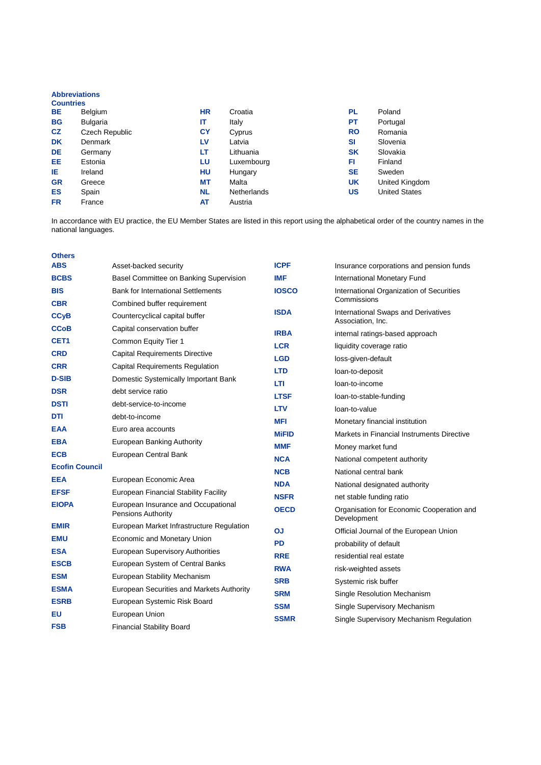## Abbreviations

### Countries

| | | | | | |
|---|---|---|---|---|---|
| **BE** | Belgium | **HR** | Croatia | **PL** | Poland |
| **BG** | Bulgaria | **IT** | Italy | **PT** | Portugal |
| **CZ** | Czech Republic | **CY** | Cyprus | **RO** | Romania |
| **DK** | Denmark | **LV** | Latvia | **SI** | Slovenia |
| **DE** | Germany | **LT** | Lithuania | **SK** | Slovakia |
| **EE** | Estonia | **LU** | Luxembourg | **FI** | Finland |
| **IE** | Ireland | **HU** | Hungary | **SE** | Sweden |
| **GR** | Greece | **MT** | Malta | **UK** | United Kingdom |
| **ES** | Spain | **NL** | Netherlands | **US** | United States |
| **FR** | France | **AT** | Austria | | |

In accordance with EU practice, the EU Member States are listed in this report using the alphabetical order of the country names in the national languages.

### Others

| | |
|---|---|
| **ABS** | Asset-backed security |
| **BCBS** | Basel Committee on Banking Supervision |
| **BIS** | Bank for International Settlements |
| **CBR** | Combined buffer requirement |
| **CCyB** | Countercyclical capital buffer |
| **CCoB** | Capital conservation buffer |
| **CET1** | Common Equity Tier 1 |
| **CRD** | Capital Requirements Directive |
| **CRR** | Capital Requirements Regulation |
| **D-SIB** | Domestic Systemically Important Bank |
| **DSR** | debt service ratio |
| **DSTI** | debt-service-to-income |
| **DTI** | debt-to-income |
| **EAA** | Euro area accounts |
| **EBA** | European Banking Authority |
| **ECB** | European Central Bank |
| **Ecofin Council** | |
| **EEA** | European Economic Area |
| **EFSF** | European Financial Stability Facility |
| **EIOPA** | European Insurance and Occupational Pensions Authority |
| **EMIR** | European Market Infrastructure Regulation |
| **EMU** | Economic and Monetary Union |
| **ESA** | European Supervisory Authorities |
| **ESCB** | European System of Central Banks |
| **ESM** | European Stability Mechanism |
| **ESMA** | European Securities and Markets Authority |
| **ESRB** | European Systemic Risk Board |
| **EU** | European Union |
| **FSB** | Financial Stability Board |
| **ICPF** | Insurance corporations and pension funds |
| **IMF** | International Monetary Fund |
| **IOSCO** | International Organization of Securities Commissions |
| **ISDA** | International Swaps and Derivatives Association, Inc. |
| **IRBA** | internal ratings-based approach |
| **LCR** | liquidity coverage ratio |
| **LGD** | loss-given-default |
| **LTD** | loan-to-deposit |
| **LTI** | loan-to-income |
| **LTSF** | loan-to-stable-funding |
| **LTV** | loan-to-value |
| **MFI** | Monetary financial institution |
| **MiFID** | Markets in Financial Instruments Directive |
| **MMF** | Money market fund |
| **NCA** | National competent authority |
| **NCB** | National central bank |
| **NDA** | National designated authority |
| **NSFR** | net stable funding ratio |
| **OECD** | Organisation for Economic Cooperation and Development |
| **OJ** | Official Journal of the European Union |
| **PD** | probability of default |
| **RRE** | residential real estate |
| **RWA** | risk-weighted assets |
| **SRB** | Systemic risk buffer |
| **SRM** | Single Resolution Mechanism |
| **SSM** | Single Supervisory Mechanism |
| **SSMR** | Single Supervisory Mechanism Regulation |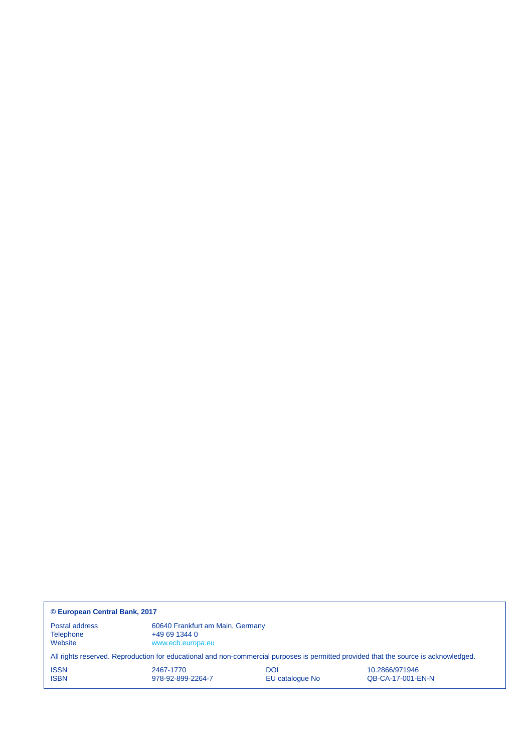**© European Central Bank, 2017**

| | |
|---|---|
| Postal address | 60640 Frankfurt am Main, Germany |
| Telephone | +49 69 1344 0 |
| Website | www.ecb.europa.eu |

All rights reserved. Reproduction for educational and non-commercial purposes is permitted provided that the source is acknowledged.

| | | | |
|---|---|---|---|
| ISSN | 2467-1770 | DOI | 10.2866/971946 |
| ISBN | 978-92-899-2264-7 | EU catalogue No | QB-CA-17-001-EN-N |